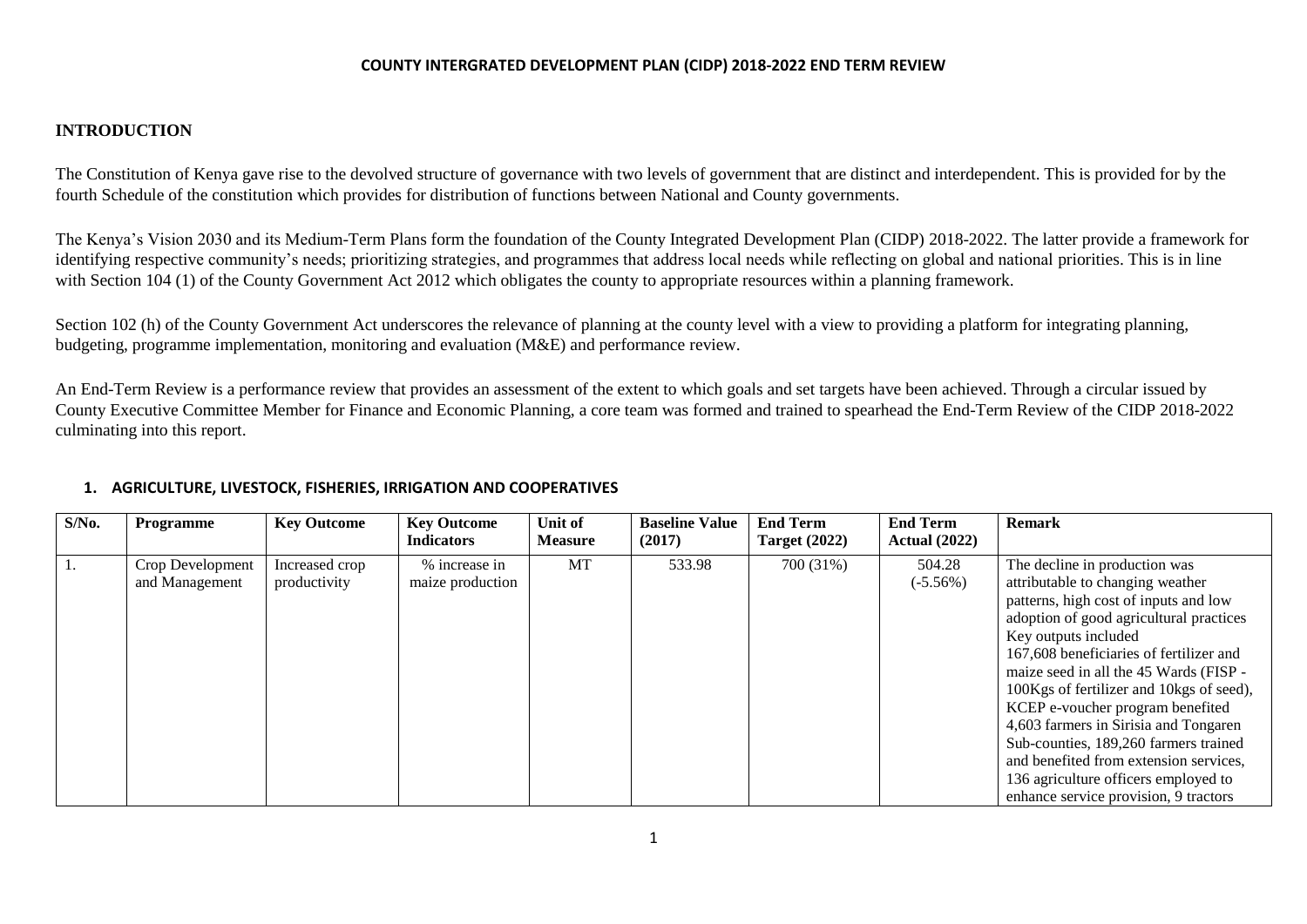# COUNTY INTERGRATED DEVELOPMENT PLAN (CIDP) 2018-2022 END TERM REVIEW

## INTRODUCTION

The Constitution of Kenya gave rise to the devolved structure of governance with two levels of government that are distinct and interdependent. This is provided for by the fourth Schedule of the constitution which provides for distribution of functions between National and County governments.

The Kenya's Vision 2030 and its Medium-Term Plans form the foundation of the County Integrated Development Plan (CIDP) 2018-2022. The latter provide a framework for identifying respective community's needs; prioritizing strategies, and programmes that address local needs while reflecting on global and national priorities. This is in line with Section 104 (1) of the County Government Act 2012 which obligates the county to appropriate resources within a planning framework.

Section 102 (h) of the County Government Act underscores the relevance of planning at the county level with a view to providing a platform for integrating planning, budgeting, programme implementation, monitoring and evaluation (M&E) and performance review.

An End-Term Review is a performance review that provides an assessment of the extent to which goals and set targets have been achieved. Through a circular issued by County Executive Committee Member for Finance and Economic Planning, a core team was formed and trained to spearhead the End-Term Review of the CIDP 2018-2022 culminating into this report.

## 1. AGRICULTURE, LIVESTOCK, FISHERIES, IRRIGATION AND COOPERATIVES

| S/No. | Programme | Key Outcome | Key Outcome Indicators | Unit of Measure | Baseline Value (2017) | End Term Target (2022) | End Term Actual (2022) | Remark |
|---|---|---|---|---|---|---|---|---|
| 1. | Crop Development and Management | Increased crop productivity | % increase in maize production | MT | 533.98 | 700 (31%) | 504.28 (-5.56%) | The decline in production was attributable to changing weather patterns, high cost of inputs and low adoption of good agricultural practices Key outputs included 167,608 beneficiaries of fertilizer and maize seed in all the 45 Wards (FISP - 100Kgs of fertilizer and 10kgs of seed), KCEP e-voucher program benefited 4,603 farmers in Sirisia and Tongaren Sub-counties, 189,260 farmers trained and benefited from extension services, 136 agriculture officers employed to enhance service provision, 9 tractors |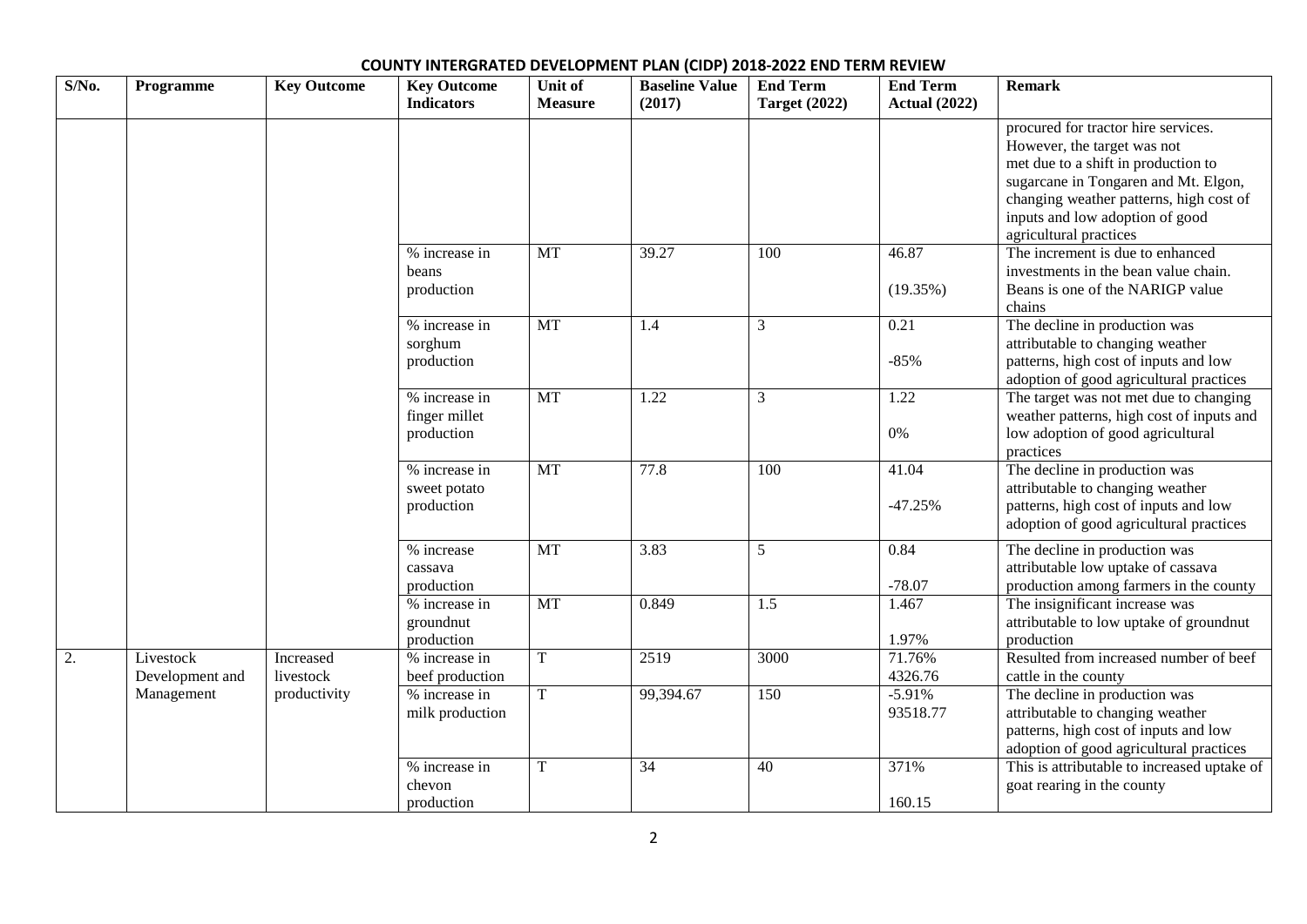# COUNTY INTERGRATED DEVELOPMENT PLAN (CIDP) 2018-2022 END TERM REVIEW

| S/No. | Programme | Key Outcome | Key Outcome Indicators | Unit of Measure | Baseline Value (2017) | End Term Target (2022) | End Term Actual (2022) | Remark |
|---|---|---|---|---|---|---|---|---|
| | | | | | | | | procured for tractor hire services. However, the target was not met due to a shift in production to sugarcane in Tongaren and Mt. Elgon, changing weather patterns, high cost of inputs and low adoption of good agricultural practices |
| | | | % increase in beans production | MT | 39.27 | 100 | 46.87 (19.35%) | The increment is due to enhanced investments in the bean value chain. Beans is one of the NARIGP value chains |
| | | | % increase in sorghum production | MT | 1.4 | 3 | 0.21 -85% | The decline in production was attributable to changing weather patterns, high cost of inputs and low adoption of good agricultural practices |
| | | | % increase in finger millet production | MT | 1.22 | 3 | 1.22 0% | The target was not met due to changing weather patterns, high cost of inputs and low adoption of good agricultural practices |
| | | | % increase in sweet potato production | MT | 77.8 | 100 | 41.04 -47.25% | The decline in production was attributable to changing weather patterns, high cost of inputs and low adoption of good agricultural practices |
| | | | % increase cassava production | MT | 3.83 | 5 | 0.84 -78.07 | The decline in production was attributable low uptake of cassava production among farmers in the county |
| | | | % increase in groundnut production | MT | 0.849 | 1.5 | 1.467 1.97% | The insignificant increase was attributable to low uptake of groundnut production |
| 2. | Livestock Development and Management | Increased livestock productivity | % increase in beef production | T | 2519 | 3000 | 71.76% 4326.76 | Resulted from increased number of beef cattle in the county |
| | | | % increase in milk production | T | 99,394.67 | 150 | -5.91% 93518.77 | The decline in production was attributable to changing weather patterns, high cost of inputs and low adoption of good agricultural practices |
| | | | % increase in chevon production | T | 34 | 40 | 371% 160.15 | This is attributable to increased uptake of goat rearing in the county |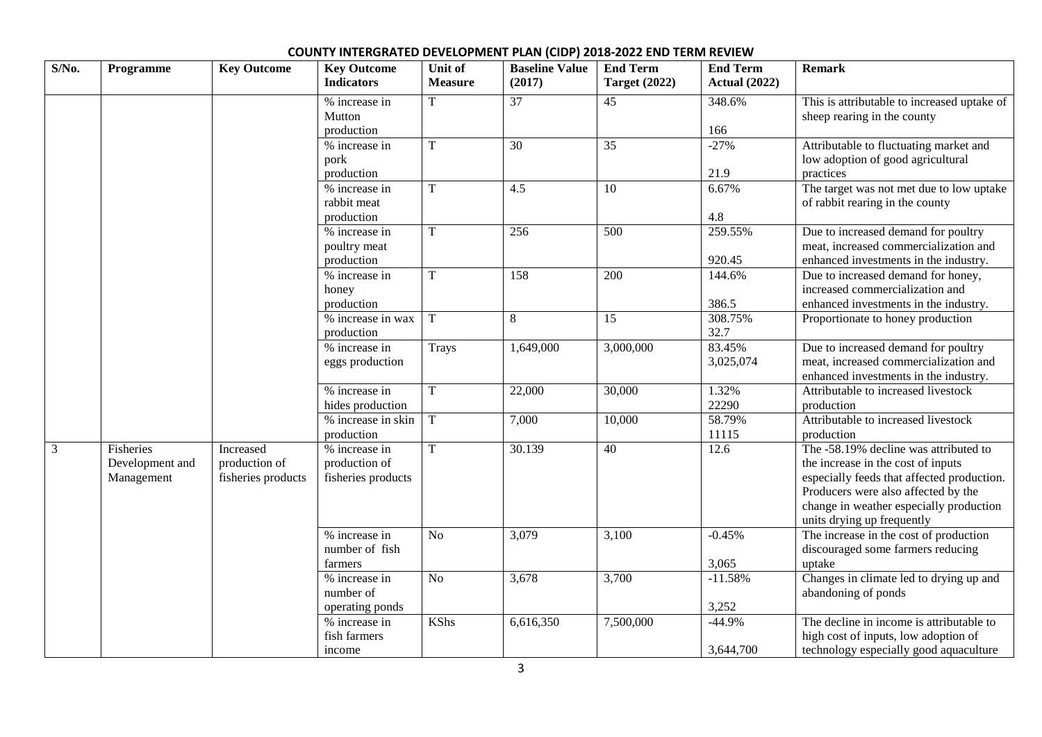## COUNTY INTERGRATED DEVELOPMENT PLAN (CIDP) 2018-2022 END TERM REVIEW

| S/No. | Programme | Key Outcome | Key Outcome Indicators | Unit of Measure | Baseline Value (2017) | End Term Target (2022) | End Term Actual (2022) | Remark |
|---|---|---|---|---|---|---|---|---|
| | | | % increase in Mutton production | T | 37 | 45 | 348.6% 166 | This is attributable to increased uptake of sheep rearing in the county |
| | | | % increase in pork production | T | 30 | 35 | -27% 21.9 | Attributable to fluctuating market and low adoption of good agricultural practices |
| | | | % increase in rabbit meat production | T | 4.5 | 10 | 6.67% 4.8 | The target was not met due to low uptake of rabbit rearing in the county |
| | | | % increase in poultry meat production | T | 256 | 500 | 259.55% 920.45 | Due to increased demand for poultry meat, increased commercialization and enhanced investments in the industry. |
| | | | % increase in honey production | T | 158 | 200 | 144.6% 386.5 | Due to increased demand for honey, increased commercialization and enhanced investments in the industry. |
| | | | % increase in wax production | T | 8 | 15 | 308.75% 32.7 | Proportionate to honey production |
| | | | % increase in eggs production | Trays | 1,649,000 | 3,000,000 | 83.45% 3,025,074 | Due to increased demand for poultry meat, increased commercialization and enhanced investments in the industry. |
| | | | % increase in hides production | T | 22,000 | 30,000 | 1.32% 22290 | Attributable to increased livestock production |
| | | | % increase in skin production | T | 7,000 | 10,000 | 58.79% 11115 | Attributable to increased livestock production |
| 3 | Fisheries Development and Management | Increased production of fisheries products | % increase in production of fisheries products | T | 30.139 | 40 | 12.6 | The -58.19% decline was attributed to the increase in the cost of inputs especially feeds that affected production. Producers were also affected by the change in weather especially production units drying up frequently |
| | | | % increase in number of fish farmers | No | 3,079 | 3,100 | -0.45% 3,065 | The increase in the cost of production discouraged some farmers reducing uptake |
| | | | % increase in number of operating ponds | No | 3,678 | 3,700 | -11.58% 3,252 | Changes in climate led to drying up and abandoning of ponds |
| | | | % increase in fish farmers income | KShs | 6,616,350 | 7,500,000 | -44.9% 3,644,700 | The decline in income is attributable to high cost of inputs, low adoption of technology especially good aquaculture |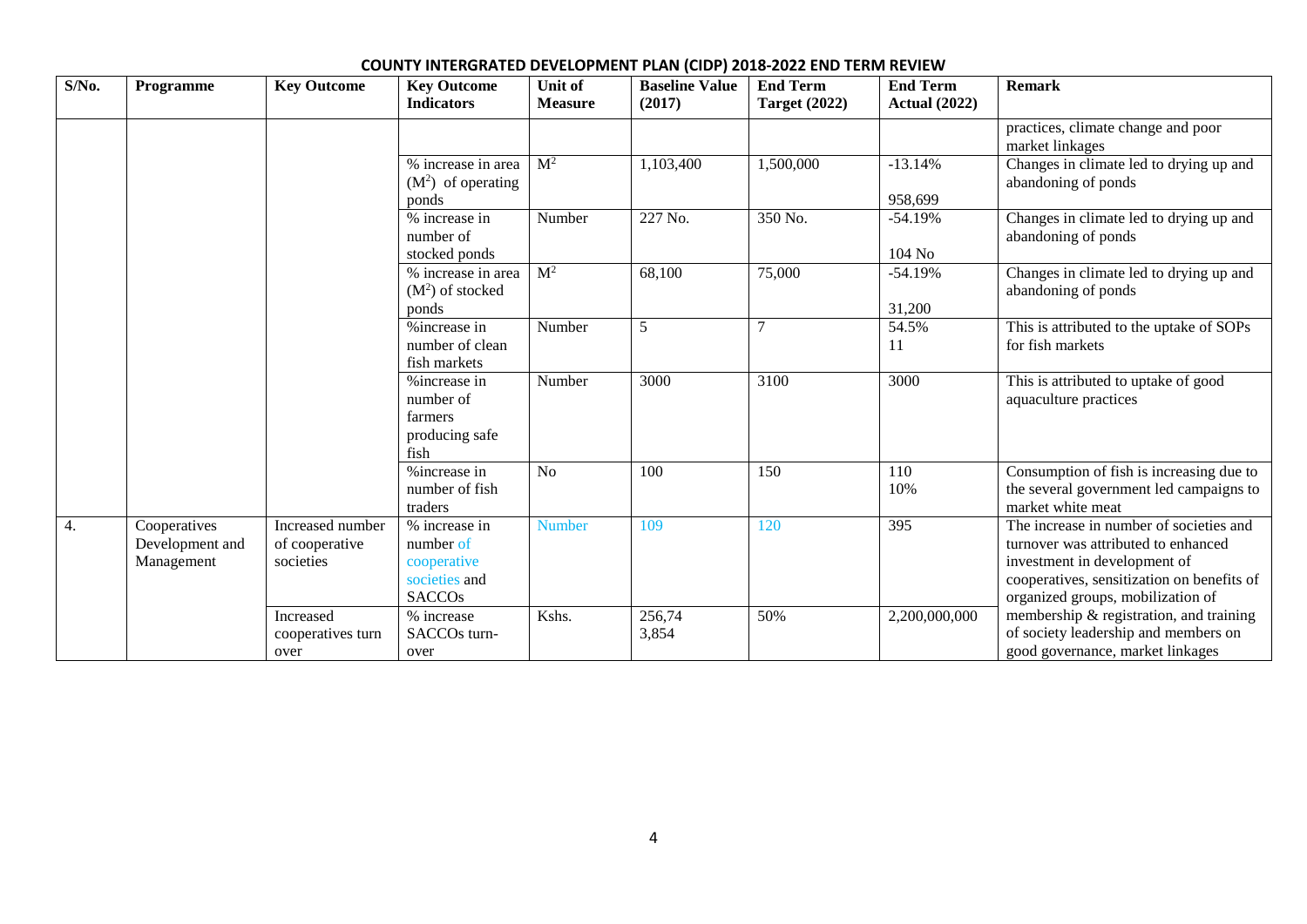**COUNTY INTERGRATED DEVELOPMENT PLAN (CIDP) 2018-2022 END TERM REVIEW**

| S/No. | Programme | Key Outcome | Key Outcome Indicators | Unit of Measure | Baseline Value (2017) | End Term Target (2022) | End Term Actual (2022) | Remark |
|---|---|---|---|---|---|---|---|---|
| | | | | | | | | practices, climate change and poor market linkages |
| | | | % increase in area ($M^2$) of operating ponds | $M^2$ | 1,103,400 | 1,500,000 | -13.14% 958,699 | Changes in climate led to drying up and abandoning of ponds |
| | | | % increase in number of stocked ponds | Number | 227 No. | 350 No. | -54.19% 104 No | Changes in climate led to drying up and abandoning of ponds |
| | | | % increase in area ($M^2$) of stocked ponds | $M^2$ | 68,100 | 75,000 | -54.19% 31,200 | Changes in climate led to drying up and abandoning of ponds |
| | | | %increase in number of clean fish markets | Number | 5 | 7 | 54.5% 11 | This is attributed to the uptake of SOPs for fish markets |
| | | | %increase in number of farmers producing safe fish | Number | 3000 | 3100 | 3000 | This is attributed to uptake of good aquaculture practices |
| | | | %increase in number of fish traders | No | 100 | 150 | 110 10% | Consumption of fish is increasing due to the several government led campaigns to market white meat |
| 4. | Cooperatives Development and Management | Increased number of cooperative societies | % increase in number of cooperative societies and SACCOs | Number | 109 | 120 | 395 | The increase in number of societies and turnover was attributed to enhanced investment in development of cooperatives, sensitization on benefits of organized groups, mobilization of membership & registration, and training of society leadership and members on good governance, market linkages |
| | | Increased cooperatives turn over | % increase SACCOs turn-over | Kshs. | 256,74 3,854 | 50% | 2,200,000,000 | |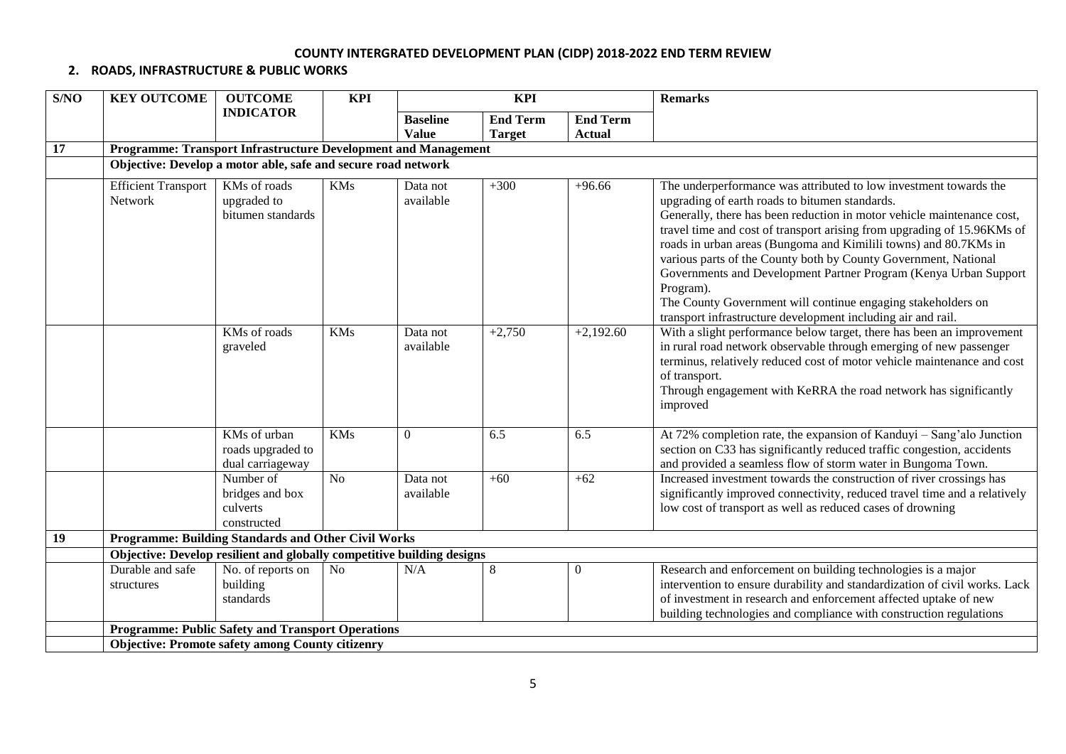## COUNTY INTERGRATED DEVELOPMENT PLAN (CIDP) 2018-2022 END TERM REVIEW

### 2. ROADS, INFRASTRUCTURE & PUBLIC WORKS

| S/NO | KEY OUTCOME | OUTCOME INDICATOR | KPI | KPI | | | Remarks |
|---|---|---|---|---|---|---|---|
| | | | | Baseline Value | End Term Target | End Term Actual | |
| 17 | **Programme: Transport Infrastructure Development and Management** | | | | | | |
| | **Objective: Develop a motor able, safe and secure road network** | | | | | | |
| | Efficient Transport Network | KMs of roads upgraded to bitumen standards | KMs | Data not available | +300 | +96.66 | The underperformance was attributed to low investment towards the upgrading of earth roads to bitumen standards.<br>Generally, there has been reduction in motor vehicle maintenance cost, travel time and cost of transport arising from upgrading of 15.96KMs of roads in urban areas (Bungoma and Kimilili towns) and 80.7KMs in various parts of the County both by County Government, National Governments and Development Partner Program (Kenya Urban Support Program).<br>The County Government will continue engaging stakeholders on transport infrastructure development including air and rail. |
| | | KMs of roads graveled | KMs | Data not available | +2,750 | +2,192.60 | With a slight performance below target, there has been an improvement in rural road network observable through emerging of new passenger terminus, relatively reduced cost of motor vehicle maintenance and cost of transport.<br>Through engagement with KeRRA the road network has significantly improved |
| | | KMs of urban roads upgraded to dual carriageway | KMs | 0 | 6.5 | 6.5 | At 72% completion rate, the expansion of Kanduyi – Sang'alo Junction section on C33 has significantly reduced traffic congestion, accidents and provided a seamless flow of storm water in Bungoma Town. |
| | | Number of bridges and box culverts constructed | No | Data not available | +60 | +62 | Increased investment towards the construction of river crossings has significantly improved connectivity, reduced travel time and a relatively low cost of transport as well as reduced cases of drowning |
| 19 | **Programme: Building Standards and Other Civil Works** | | | | | | |
| | **Objective: Develop resilient and globally competitive building designs** | | | | | | |
| | Durable and safe structures | No. of reports on building standards | No | N/A | 8 | 0 | Research and enforcement on building technologies is a major intervention to ensure durability and standardization of civil works. Lack of investment in research and enforcement affected uptake of new building technologies and compliance with construction regulations |
| | **Programme: Public Safety and Transport Operations** | | | | | | |
| | **Objective: Promote safety among County citizenry** | | | | | | |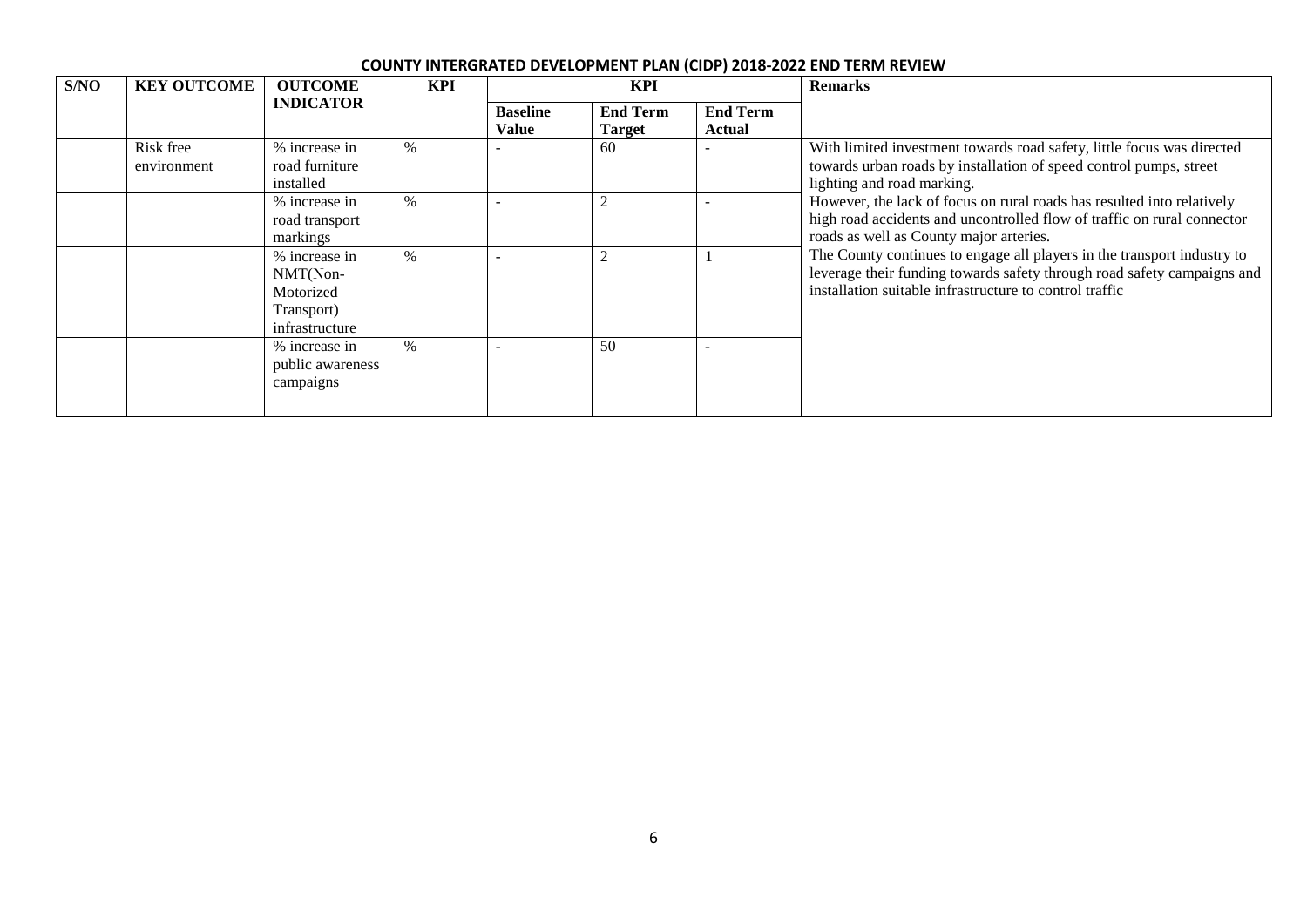**COUNTY INTERGRATED DEVELOPMENT PLAN (CIDP) 2018-2022 END TERM REVIEW**

| S/NO | KEY OUTCOME | OUTCOME INDICATOR | KPI | KPI | | | Remarks |
|---|---|---|---|---|---|---|---|
| | | | | Baseline Value | End Term Target | End Term Actual | |
| | Risk free environment | % increase in road furniture installed | % | - | 60 | - | With limited investment towards road safety, little focus was directed towards urban roads by installation of speed control pumps, street lighting and road marking. However, the lack of focus on rural roads has resulted into relatively high road accidents and uncontrolled flow of traffic on rural connector roads as well as County major arteries. The County continues to engage all players in the transport industry to leverage their funding towards safety through road safety campaigns and installation suitable infrastructure to control traffic |
| | | % increase in road transport markings | % | - | 2 | - | |
| | | % increase in NMT(Non-Motorized Transport) infrastructure | % | - | 2 | 1 | |
| | | % increase in public awareness campaigns | % | - | 50 | - | |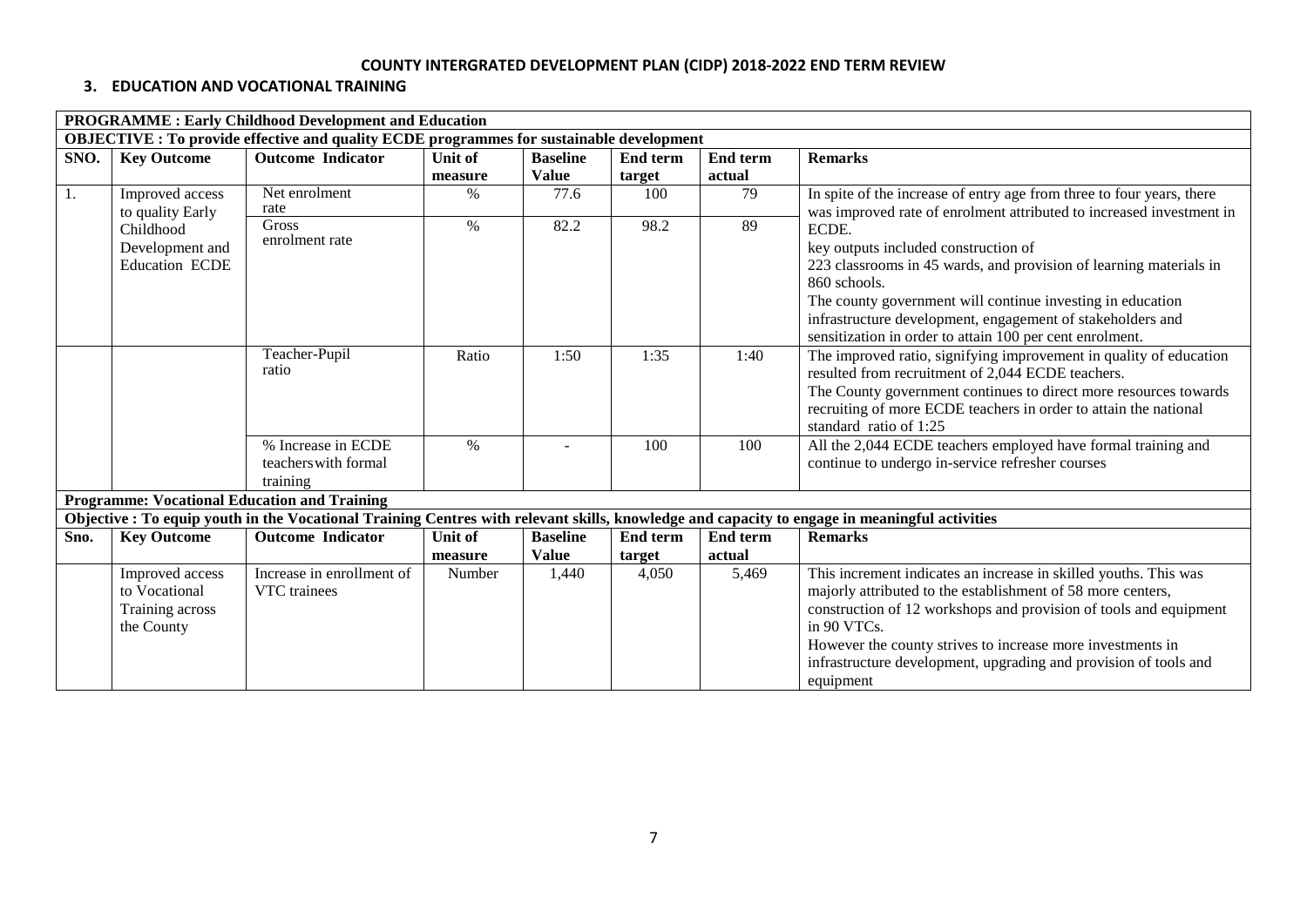## COUNTY INTERGRATED DEVELOPMENT PLAN (CIDP) 2018-2022 END TERM REVIEW

### 3. EDUCATION AND VOCATIONAL TRAINING

| **PROGRAMME : Early Childhood Development and Education** | | | | | | | |
|---|---|---|---|---|---|---|---|
| **OBJECTIVE : To provide effective and quality ECDE programmes for sustainable development** | | | | | | | |
| **SNO.** | **Key Outcome** | **Outcome Indicator** | **Unit of measure** | **Baseline Value** | **End term target** | **End term actual** | **Remarks** |
| 1. | Improved access to quality Early Childhood Development and Education ECDE | Net enrolment rate | % | 77.6 | 100 | 79 | In spite of the increase of entry age from three to four years, there was improved rate of enrolment attributed to increased investment in ECDE. key outputs included construction of 223 classrooms in 45 wards, and provision of learning materials in 860 schools. The county government will continue investing in education infrastructure development, engagement of stakeholders and sensitization in order to attain 100 per cent enrolment. |
| | | Gross enrolment rate | % | 82.2 | 98.2 | 89 | |
| | | Teacher-Pupil ratio | Ratio | 1:50 | 1:35 | 1:40 | The improved ratio, signifying improvement in quality of education resulted from recruitment of 2,044 ECDE teachers. The County government continues to direct more resources towards recruiting of more ECDE teachers in order to attain the national standard ratio of 1:25 |
| | | % Increase in ECDE teachers with formal training | % | - | 100 | 100 | All the 2,044 ECDE teachers employed have formal training and continue to undergo in-service refresher courses |
| **Programme: Vocational Education and Training** | | | | | | | |
| **Objective : To equip youth in the Vocational Training Centres with relevant skills, knowledge and capacity to engage in meaningful activities** | | | | | | | |
| **Sno.** | **Key Outcome** | **Outcome Indicator** | **Unit of measure** | **Baseline Value** | **End term target** | **End term actual** | **Remarks** |
| | Improved access to Vocational Training across the County | Increase in enrollment of VTC trainees | Number | 1,440 | 4,050 | 5,469 | This increment indicates an increase in skilled youths. This was majorly attributed to the establishment of 58 more centers, construction of 12 workshops and provision of tools and equipment in 90 VTCs. However the county strives to increase more investments in infrastructure development, upgrading and provision of tools and equipment |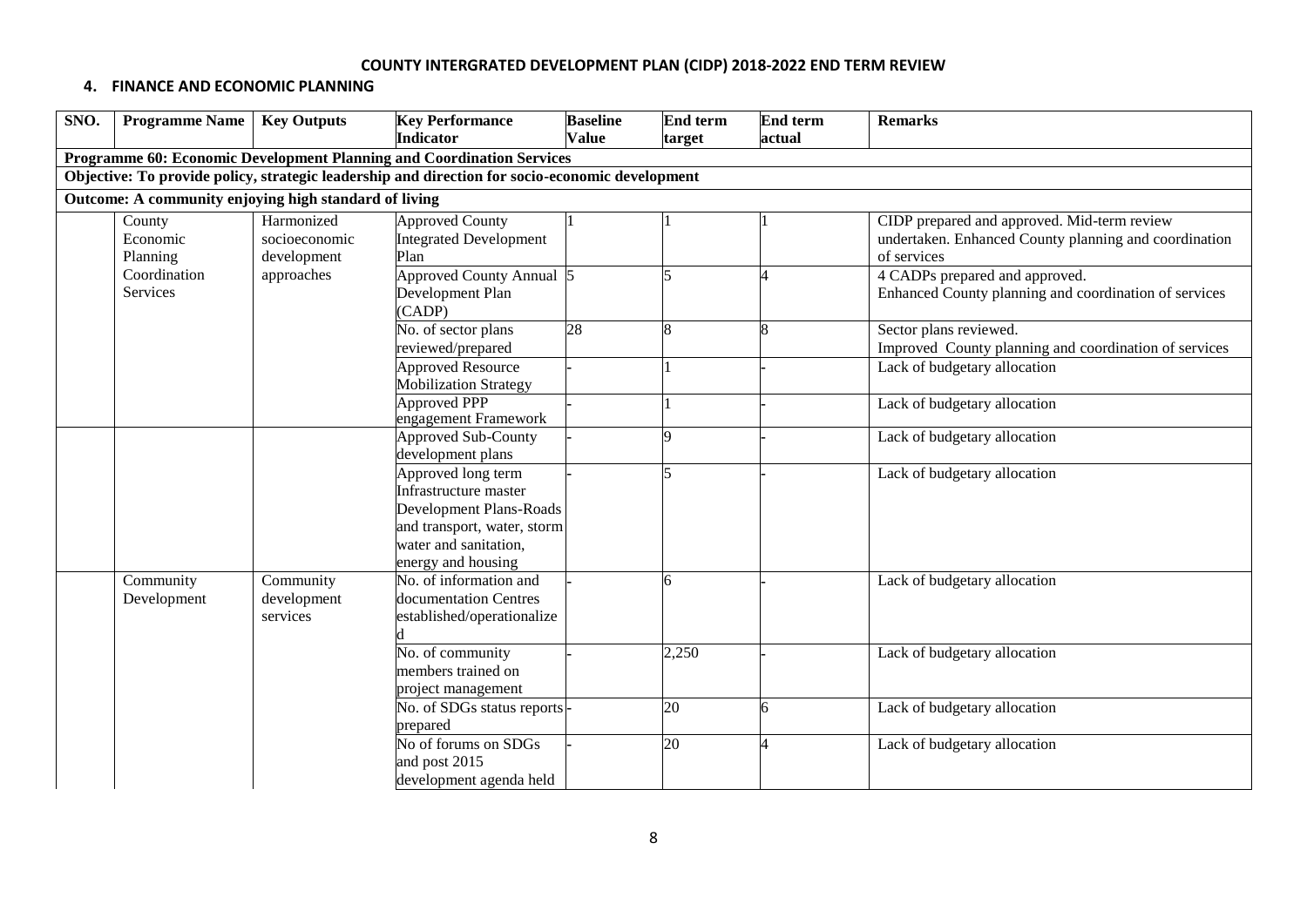## COUNTY INTERGRATED DEVELOPMENT PLAN (CIDP) 2018-2022 END TERM REVIEW

### 4. FINANCE AND ECONOMIC PLANNING

| SNO. | Programme Name | Key Outputs | Key Performance Indicator | Baseline Value | End term target | End term actual | Remarks |
|---|---|---|---|---|---|---|---|
| **Programme 60: Economic Development Planning and Coordination Services** | | | | | | | |
| **Objective: To provide policy, strategic leadership and direction for socio-economic development** | | | | | | | |
| **Outcome: A community enjoying high standard of living** | | | | | | | |
| | County Economic Planning Coordination Services | Harmonized socioeconomic development approaches | Approved County Integrated Development Plan | 1 | 1 | 1 | CIDP prepared and approved. Mid-term review undertaken. Enhanced County planning and coordination of services |
| | | | Approved County Annual Development Plan (CADP) | 5 | 5 | 4 | 4 CADPs prepared and approved. Enhanced County planning and coordination of services |
| | | | No. of sector plans reviewed/prepared | 28 | 8 | 8 | Sector plans reviewed. Improved County planning and coordination of services |
| | | | Approved Resource Mobilization Strategy | - | 1 | - | Lack of budgetary allocation |
| | | | Approved PPP engagement Framework | - | 1 | - | Lack of budgetary allocation |
| | | | Approved Sub-County development plans | - | 9 | - | Lack of budgetary allocation |
| | | | Approved long term Infrastructure master Development Plans-Roads and transport, water, storm water and sanitation, energy and housing | - | 5 | - | Lack of budgetary allocation |
| | Community Development | Community development services | No. of information and documentation Centres established/operationalized | - | 6 | - | Lack of budgetary allocation |
| | | | No. of community members trained on project management | - | 2,250 | - | Lack of budgetary allocation |
| | | | No. of SDGs status reports prepared | - | 20 | 6 | Lack of budgetary allocation |
| | | | No of forums on SDGs and post 2015 development agenda held | - | 20 | 4 | Lack of budgetary allocation |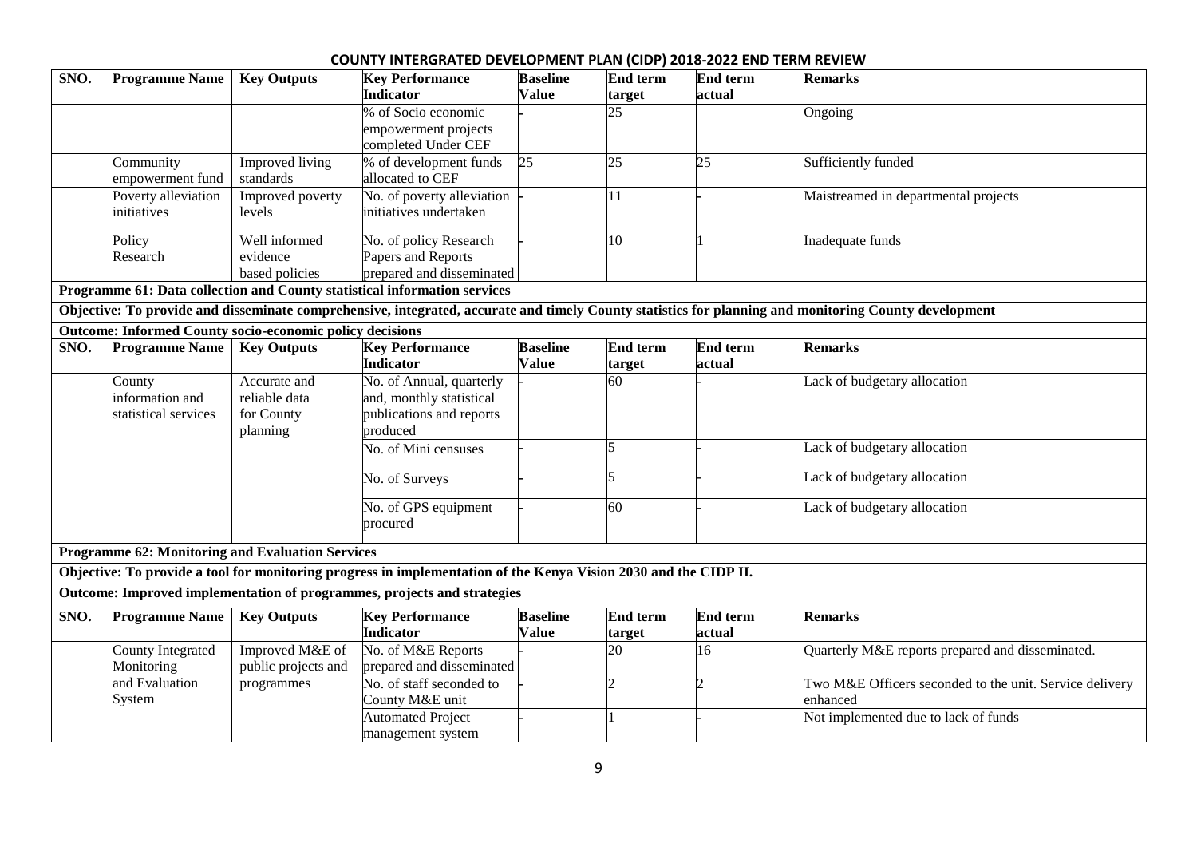## COUNTY INTERGRATED DEVELOPMENT PLAN (CIDP) 2018-2022 END TERM REVIEW

| SNO. | Programme Name | Key Outputs | Key Performance Indicator | Baseline Value | End term target | End term actual | Remarks |
|---|---|---|---|---|---|---|---|
| | | | % of Socio economic empowerment projects completed Under CEF | - | 25 | | Ongoing |
| | Community empowerment fund | Improved living standards | % of development funds allocated to CEF | 25 | 25 | 25 | Sufficiently funded |
| | Poverty alleviation initiatives | Improved poverty levels | No. of poverty alleviation initiatives undertaken | - | 11 | - | Maistreamed in departmental projects |
| | Policy Research | Well informed evidence based policies | No. of policy Research Papers and Reports prepared and disseminated | - | 10 | 1 | Inadequate funds |

**Programme 61: Data collection and County statistical information services**

**Objective: To provide and disseminate comprehensive, integrated, accurate and timely County statistics for planning and monitoring County development**

**Outcome: Informed County socio-economic policy decisions**

| SNO. | Programme Name | Key Outputs | Key Performance Indicator | Baseline Value | End term target | End term actual | Remarks |
|---|---|---|---|---|---|---|---|
| | County information and statistical services | Accurate and reliable data for County planning | No. of Annual, quarterly and, monthly statistical publications and reports produced | - | 60 | - | Lack of budgetary allocation |
| | | | No. of Mini censuses | - | 5 | - | Lack of budgetary allocation |
| | | | No. of Surveys | - | 5 | - | Lack of budgetary allocation |
| | | | No. of GPS equipment procured | - | 60 | - | Lack of budgetary allocation |

**Programme 62: Monitoring and Evaluation Services**

**Objective: To provide a tool for monitoring progress in implementation of the Kenya Vision 2030 and the CIDP II.**

**Outcome: Improved implementation of programmes, projects and strategies**

| SNO. | Programme Name | Key Outputs | Key Performance Indicator | Baseline Value | End term target | End term actual | Remarks |
|---|---|---|---|---|---|---|---|
| | County Integrated Monitoring and Evaluation System | Improved M&E of public projects and programmes | No. of M&E Reports prepared and disseminated | - | 20 | 16 | Quarterly M&E reports prepared and disseminated. |
| | | | No. of staff seconded to County M&E unit | - | 2 | 2 | Two M&E Officers seconded to the unit. Service delivery enhanced |
| | | | Automated Project management system | - | 1 | - | Not implemented due to lack of funds |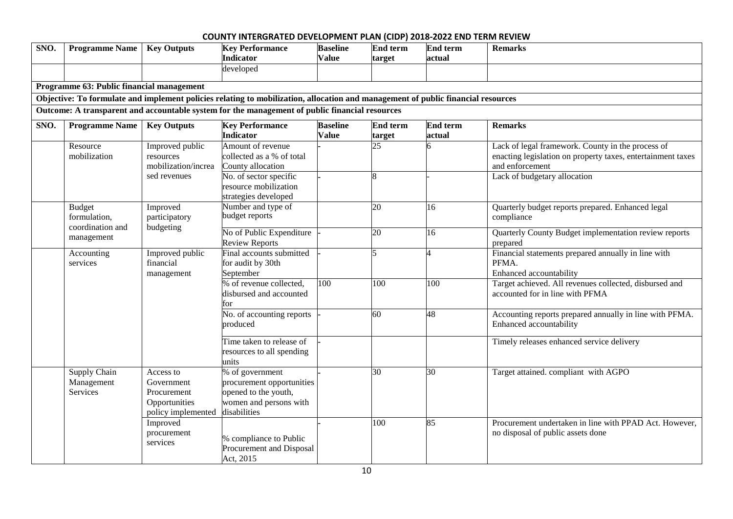| SNO. | Programme Name | Key Outputs | Key Performance Indicator | Baseline Value | End term target | End term actual | Remarks |
|---|---|---|---|---|---|---|---|
| | | | developed | | | | |

**Programme 63: Public financial management**

**Objective: To formulate and implement policies relating to mobilization, allocation and management of public financial resources**

**Outcome: A transparent and accountable system for the management of public financial resources**

| SNO. | Programme Name | Key Outputs | Key Performance Indicator | Baseline Value | End term target | End term actual | Remarks |
|---|---|---|---|---|---|---|---|
| | Resource mobilization | Improved public resources mobilization/increased revenues | Amount of revenue collected as a % of total County allocation | - | 25 | 6 | Lack of legal framework. County in the process of enacting legislation on property taxes, entertainment taxes and enforcement |
| | | | No. of sector specific resource mobilization strategies developed | - | 8 | - | Lack of budgetary allocation |
| | Budget formulation, coordination and management | Improved participatory budgeting | Number and type of budget reports | | 20 | 16 | Quarterly budget reports prepared. Enhanced legal compliance |
| | | | No of Public Expenditure Review Reports | - | 20 | 16 | Quarterly County Budget implementation review reports prepared |
| | Accounting services | Improved public financial management | Final accounts submitted for audit by 30th September | - | 5 | 4 | Financial statements prepared annually in line with PFMA. Enhanced accountability |
| | | | % of revenue collected, disbursed and accounted for | 100 | 100 | 100 | Target achieved. All revenues collected, disbursed and accounted for in line with PFMA |
| | | | No. of accounting reports produced | - | 60 | 48 | Accounting reports prepared annually in line with PFMA. Enhanced accountability |
| | | | Time taken to release of resources to all spending units | - | | | Timely releases enhanced service delivery |
| | Supply Chain Management Services | Access to Government Procurement Opportunities policy implemented | % of government procurement opportunities opened to the youth, women and persons with disabilities | - | 30 | 30 | Target attained. compliant with AGPO |
| | | Improved procurement services | % compliance to Public Procurement and Disposal Act, 2015 | - | 100 | 85 | Procurement undertaken in line with PPAD Act. However, no disposal of public assets done |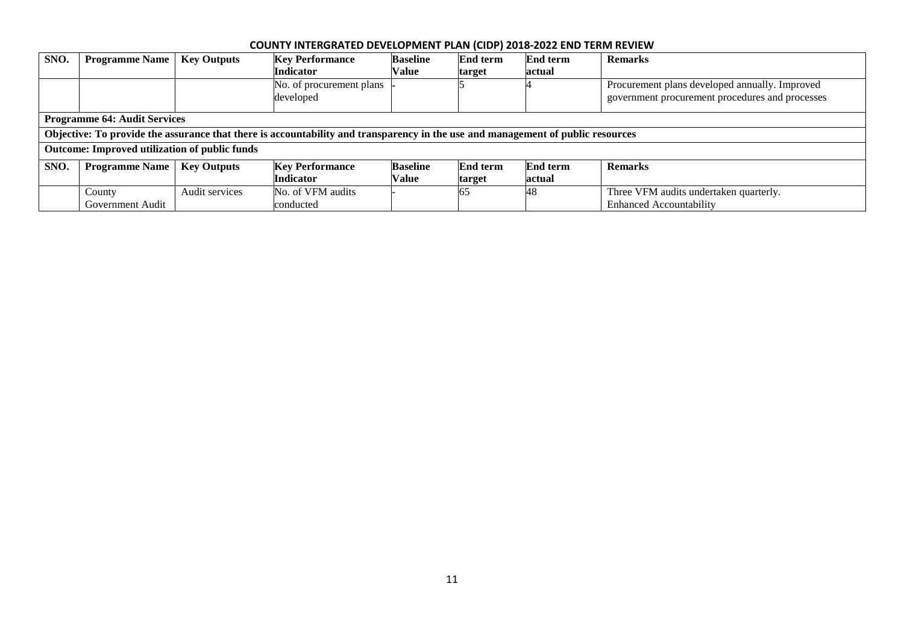| SNO. | Programme Name | Key Outputs | Key Performance Indicator | Baseline Value | End term target | End term actual | Remarks |
|---|---|---|---|---|---|---|---|
| | | | No. of procurement plans developed | - | 5 | 4 | Procurement plans developed annually. Improved government procurement procedures and processes |
| **Programme 64: Audit Services** | | | | | | | |
| **Objective: To provide the assurance that there is accountability and transparency in the use and management of public resources** | | | | | | | |
| **Outcome: Improved utilization of public funds** | | | | | | | |
| **SNO.** | **Programme Name** | **Key Outputs** | **Key Performance Indicator** | **Baseline Value** | **End term target** | **End term actual** | **Remarks** |
| | County Government Audit | Audit services | No. of VFM audits conducted | - | 65 | 48 | Three VFM audits undertaken quarterly. Enhanced Accountability |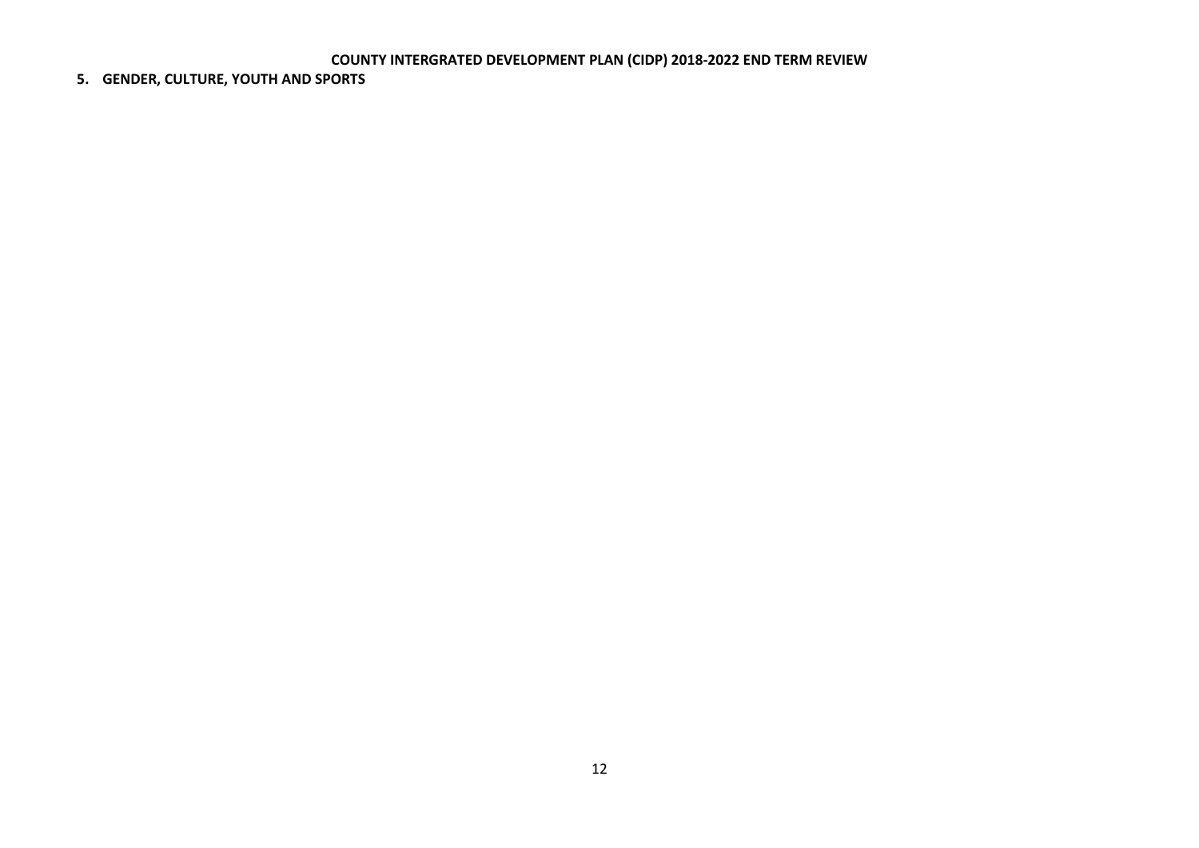**COUNTY INTERGRATED DEVELOPMENT PLAN (CIDP) 2018-2022 END TERM REVIEW**

## 5. GENDER, CULTURE, YOUTH AND SPORTS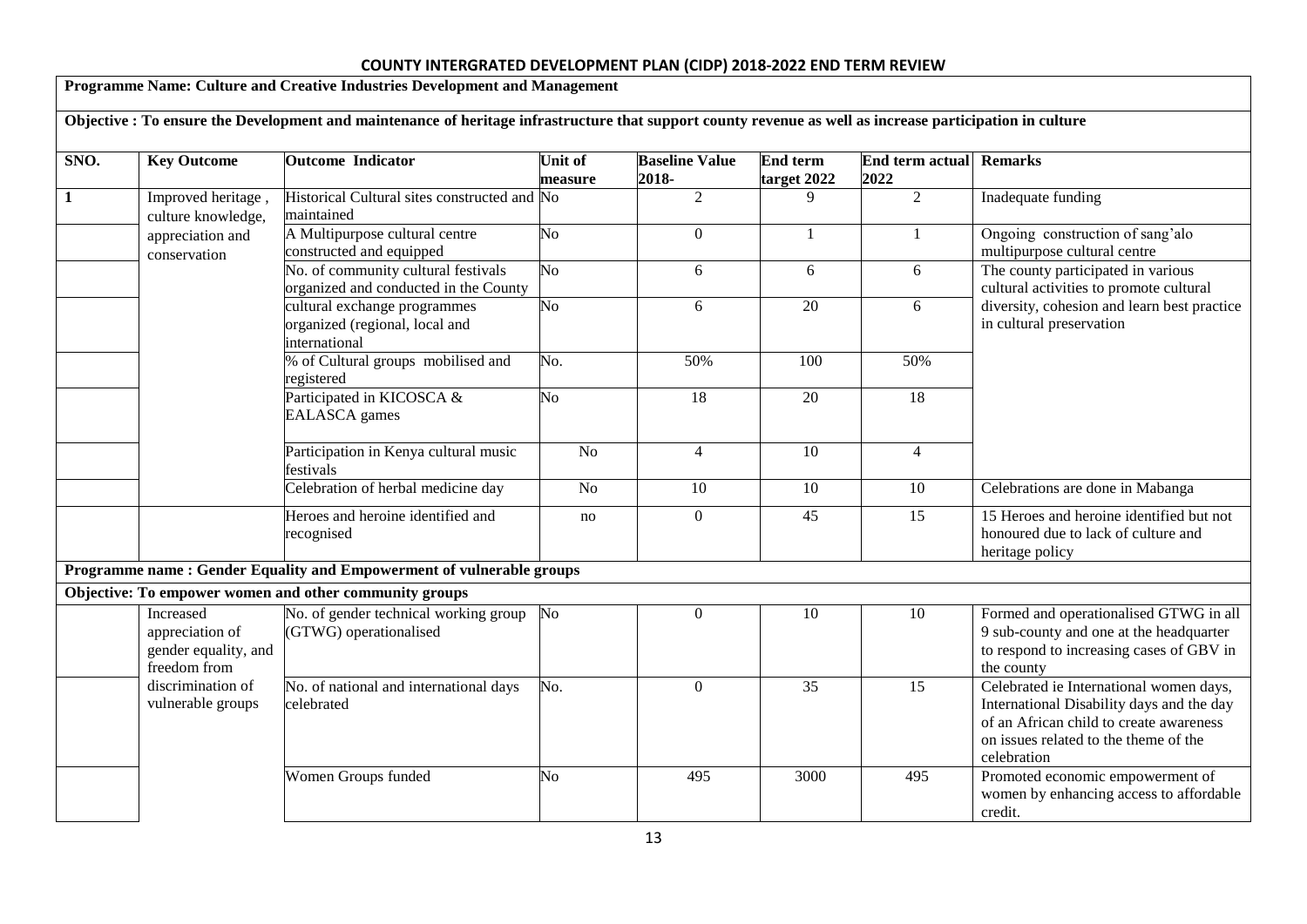# COUNTY INTERGRATED DEVELOPMENT PLAN (CIDP) 2018-2022 END TERM REVIEW

| SNO. | Key Outcome | Outcome Indicator | Unit of measure | Baseline Value 2018- | End term target 2022 | End term actual 2022 | Remarks |
|---|---|---|---|---|---|---|---|
| **Programme Name: Culture and Creative Industries Development and Management** | | | | | | | |
| **Objective : To ensure the Development and maintenance of heritage infrastructure that support county revenue as well as increase participation in culture** | | | | | | | |
| 1 | Improved heritage , culture knowledge, appreciation and conservation | Historical Cultural sites constructed and maintained | No | 2 | 9 | 2 | Inadequate funding |
| | | A Multipurpose cultural centre constructed and equipped | No | 0 | 1 | 1 | Ongoing construction of sang'alo multipurpose cultural centre |
| | | No. of community cultural festivals organized and conducted in the County | No | 6 | 6 | 6 | The county participated in various cultural activities to promote cultural diversity, cohesion and learn best practice in cultural preservation |
| | | cultural exchange programmes organized (regional, local and international | No | 6 | 20 | 6 | |
| | | % of Cultural groups mobilised and registered | No. | 50% | 100 | 50% | |
| | | Participated in KICOSCA & EALASCA games | No | 18 | 20 | 18 | |
| | | Participation in Kenya cultural music festivals | No | 4 | 10 | 4 | |
| | | Celebration of herbal medicine day | No | 10 | 10 | 10 | Celebrations are done in Mabanga |
| | | Heroes and heroine identified and recognised | no | 0 | 45 | 15 | 15 Heroes and heroine identified but not honoured due to lack of culture and heritage policy |
| **Programme name : Gender Equality and Empowerment of vulnerable groups** | | | | | | | |
| **Objective: To empower women and other community groups** | | | | | | | |
| | Increased appreciation of gender equality, and freedom from discrimination of vulnerable groups | No. of gender technical working group (GTWG) operationalised | No | 0 | 10 | 10 | Formed and operationalised GTWG in all 9 sub-county and one at the headquarter to respond to increasing cases of GBV in the county |
| | | No. of national and international days celebrated | No. | 0 | 35 | 15 | Celebrated ie International women days, International Disability days and the day of an African child to create awareness on issues related to the theme of the celebration |
| | | Women Groups funded | No | 495 | 3000 | 495 | Promoted economic empowerment of women by enhancing access to affordable credit. |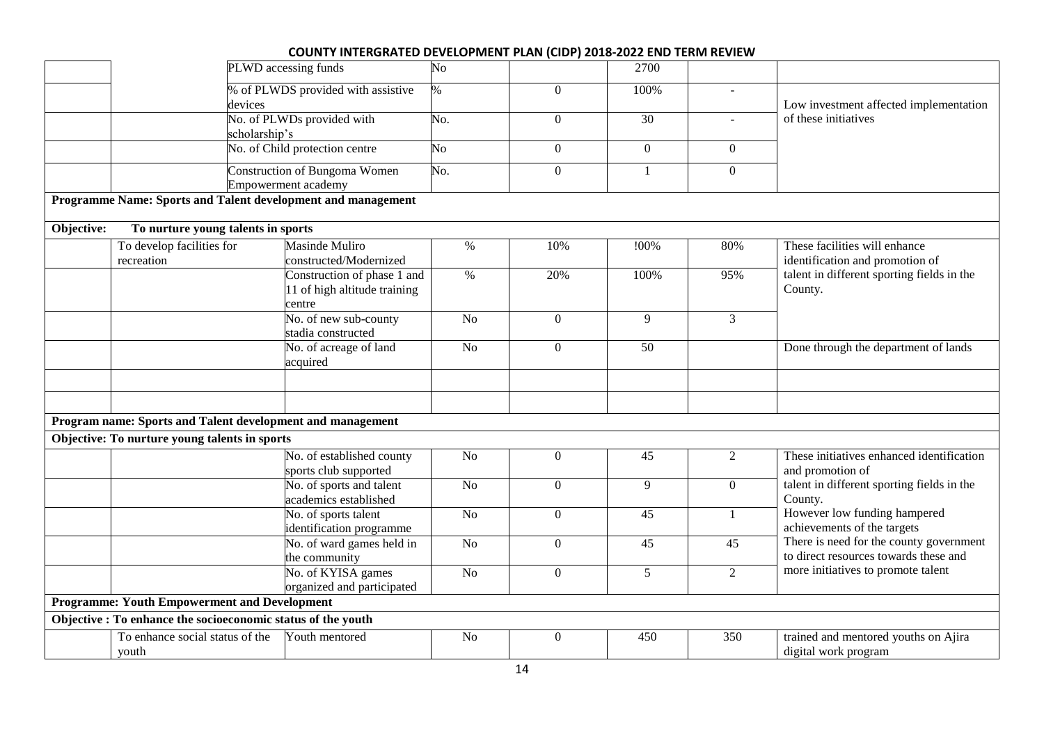## COUNTY INTERGRATED DEVELOPMENT PLAN (CIDP) 2018-2022 END TERM REVIEW

| | | | | | | | |
|---|---|---|---|---|---|---|---|
| | | PLWD accessing funds | No | | 2700 | | |
| | | % of PLWDS provided with assistive devices | % | 0 | 100% | - | Low investment affected implementation of these initiatives |
| | | No. of PLWDs provided with scholarship's | No. | 0 | 30 | - | |
| | | No. of Child protection centre | No | 0 | 0 | 0 | |
| | | Construction of Bungoma Women Empowerment academy | No. | 0 | 1 | 0 | |
| **Programme Name: Sports and Talent development and management** | | | | | | | |
| **Objective:** | **To nurture young talents in sports** | | | | | | |
| | To develop facilities for recreation | Masinde Muliro constructed/Modernized | % | 10% | !00% | 80% | These facilities will enhance identification and promotion of talent in different sporting fields in the County. |
| | | Construction of phase 1 and 11 of high altitude training centre | % | 20% | 100% | 95% | |
| | | No. of new sub-county stadia constructed | No | 0 | 9 | 3 | |
| | | No. of acreage of land acquired | No | 0 | 50 | | Done through the department of lands |
| | | | | | | | |
| | | | | | | | |
| **Program name: Sports and Talent development and management** | | | | | | | |
| **Objective: To nurture young talents in sports** | | | | | | | |
| | | No. of established county sports club supported | No | 0 | 45 | 2 | These initiatives enhanced identification and promotion of talent in different sporting fields in the County. However low funding hampered achievements of the targets There is need for the county government to direct resources towards these and more initiatives to promote talent |
| | | No. of sports and talent academics established | No | 0 | 9 | 0 | |
| | | No. of sports talent identification programme | No | 0 | 45 | 1 | |
| | | No. of ward games held in the community | No | 0 | 45 | 45 | |
| | | No. of KYISA games organized and participated | No | 0 | 5 | 2 | |
| **Programme: Youth Empowerment and Development** | | | | | | | |
| **Objective : To enhance the socioeconomic status of the youth** | | | | | | | |
| | To enhance social status of the youth | Youth mentored | No | 0 | 450 | 350 | trained and mentored youths on Ajira digital work program |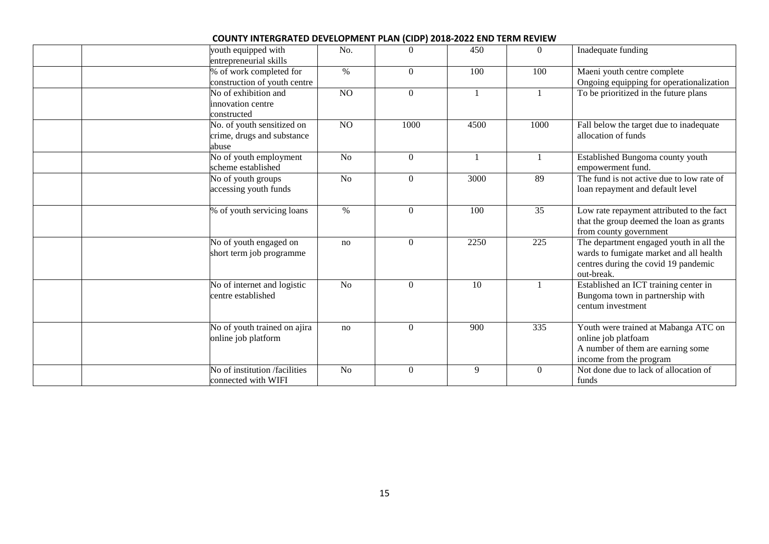**COUNTY INTERGRATED DEVELOPMENT PLAN (CIDP) 2018-2022 END TERM REVIEW**

| | | | | | | | |
|---|---|---|---|---|---|---|---|
| | | youth equipped with entrepreneurial skills | No. | 0 | 450 | 0 | Inadequate funding |
| | | % of work completed for construction of youth centre | % | 0 | 100 | 100 | Maeni youth centre complete<br>Ongoing equipping for operationalization |
| | | No of exhibition and innovation centre constructed | NO | 0 | 1 | 1 | To be prioritized in the future plans |
| | | No. of youth sensitized on crime, drugs and substance abuse | NO | 1000 | 4500 | 1000 | Fall below the target due to inadequate allocation of funds |
| | | No of youth employment scheme established | No | 0 | 1 | 1 | Established Bungoma county youth empowerment fund. |
| | | No of youth groups accessing youth funds | No | 0 | 3000 | 89 | The fund is not active due to low rate of loan repayment and default level |
| | | % of youth servicing loans | % | 0 | 100 | 35 | Low rate repayment attributed to the fact that the group deemed the loan as grants from county government |
| | | No of youth engaged on short term job programme | no | 0 | 2250 | 225 | The department engaged youth in all the wards to fumigate market and all health centres during the covid 19 pandemic out-break. |
| | | No of internet and logistic centre established | No | 0 | 10 | 1 | Established an ICT training center in Bungoma town in partnership with centum investment |
| | | No of youth trained on ajira online job platform | no | 0 | 900 | 335 | Youth were trained at Mabanga ATC on online job platfoam<br>A number of them are earning some income from the program |
| | | No of institution /facilities connected with WIFI | No | 0 | 9 | 0 | Not done due to lack of allocation of funds |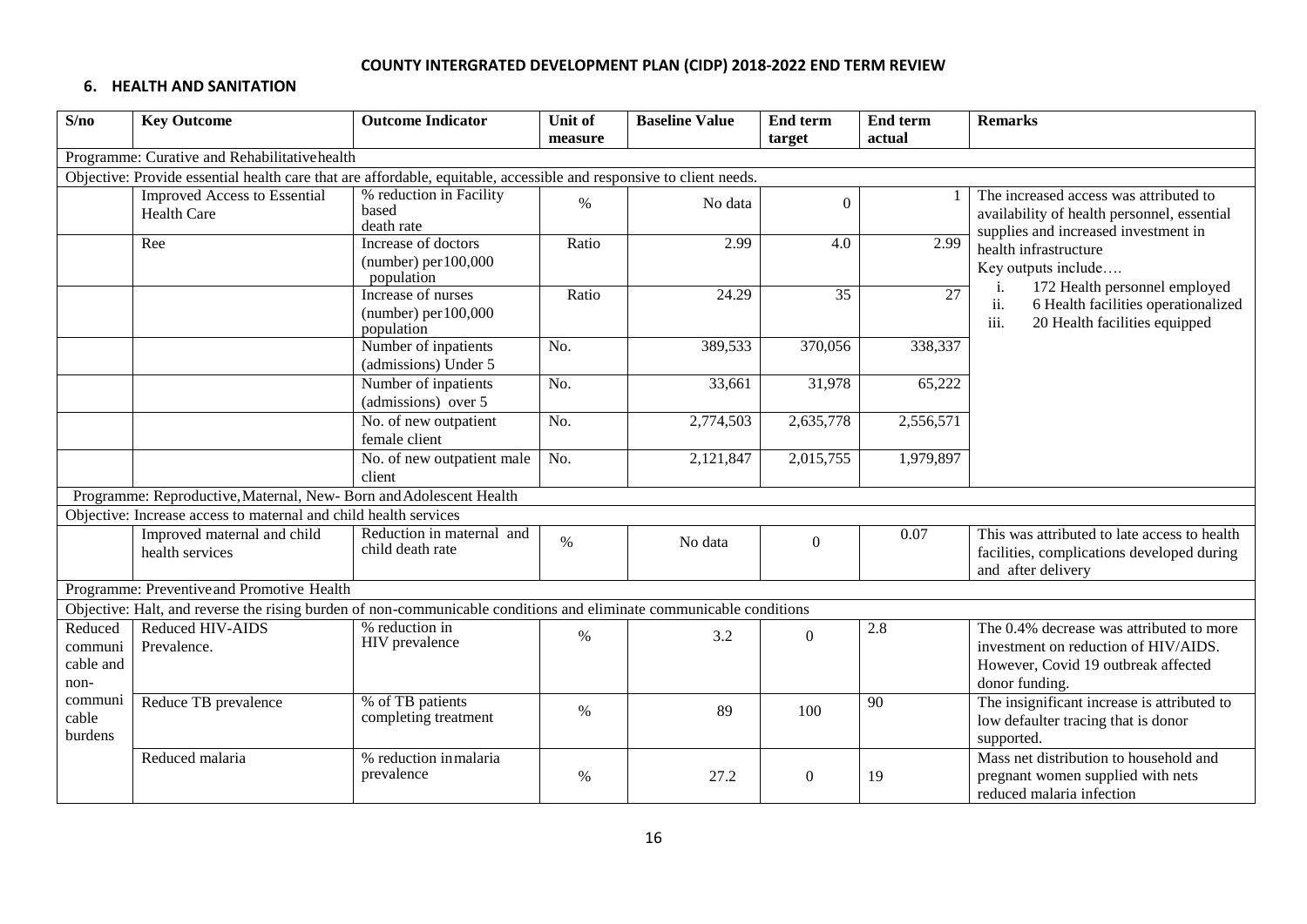**COUNTY INTERGRATED DEVELOPMENT PLAN (CIDP) 2018-2022 END TERM REVIEW**

## 6. HEALTH AND SANITATION

| S/no | Key Outcome | Outcome Indicator | Unit of measure | Baseline Value | End term target | End term actual | Remarks |
|---|---|---|---|---|---|---|---|
| Programme: Curative and Rehabilitative health | | | | | | | |
| Objective: Provide essential health care that are affordable, equitable, accessible and responsive to client needs. | | | | | | | |
| | Improved Access to Essential Health Care | % reduction in Facility based death rate | % | No data | 0 | 1 | The increased access was attributed to availability of health personnel, essential supplies and increased investment in health infrastructure<br>Key outputs include….<br>i. 172 Health personnel employed<br>ii. 6 Health facilities operationalized<br>iii. 20 Health facilities equipped |
| | Ree | Increase of doctors (number) per100,000 population | Ratio | 2.99 | 4.0 | 2.99 | |
| | | Increase of nurses (number) per100,000 population | Ratio | 24.29 | 35 | 27 | |
| | | Number of inpatients (admissions) Under 5 | No. | 389,533 | 370,056 | 338,337 | |
| | | Number of inpatients (admissions) over 5 | No. | 33,661 | 31,978 | 65,222 | |
| | | No. of new outpatient female client | No. | 2,774,503 | 2,635,778 | 2,556,571 | |
| | | No. of new outpatient male client | No. | 2,121,847 | 2,015,755 | 1,979,897 | |
| Programme: Reproductive, Maternal, New- Born and Adolescent Health | | | | | | | |
| Objective: Increase access to maternal and child health services | | | | | | | |
| | Improved maternal and child health services | Reduction in maternal and child death rate | % | No data | 0 | 0.07 | This was attributed to late access to health facilities, complications developed during and after delivery |
| Programme: Preventive and Promotive Health | | | | | | | |
| Objective: Halt, and reverse the rising burden of non-communicable conditions and eliminate communicable conditions | | | | | | | |
| Reduced communicable and non-communicable burdens | Reduced HIV-AIDS Prevalence. | % reduction in HIV prevalence | % | 3.2 | 0 | 2.8 | The 0.4% decrease was attributed to more investment on reduction of HIV/AIDS. However, Covid 19 outbreak affected donor funding. |
| | Reduce TB prevalence | % of TB patients completing treatment | % | 89 | 100 | 90 | The insignificant increase is attributed to low defaulter tracing that is donor supported. |
| | Reduced malaria | % reduction in malaria prevalence | % | 27.2 | 0 | 19 | Mass net distribution to household and pregnant women supplied with nets reduced malaria infection |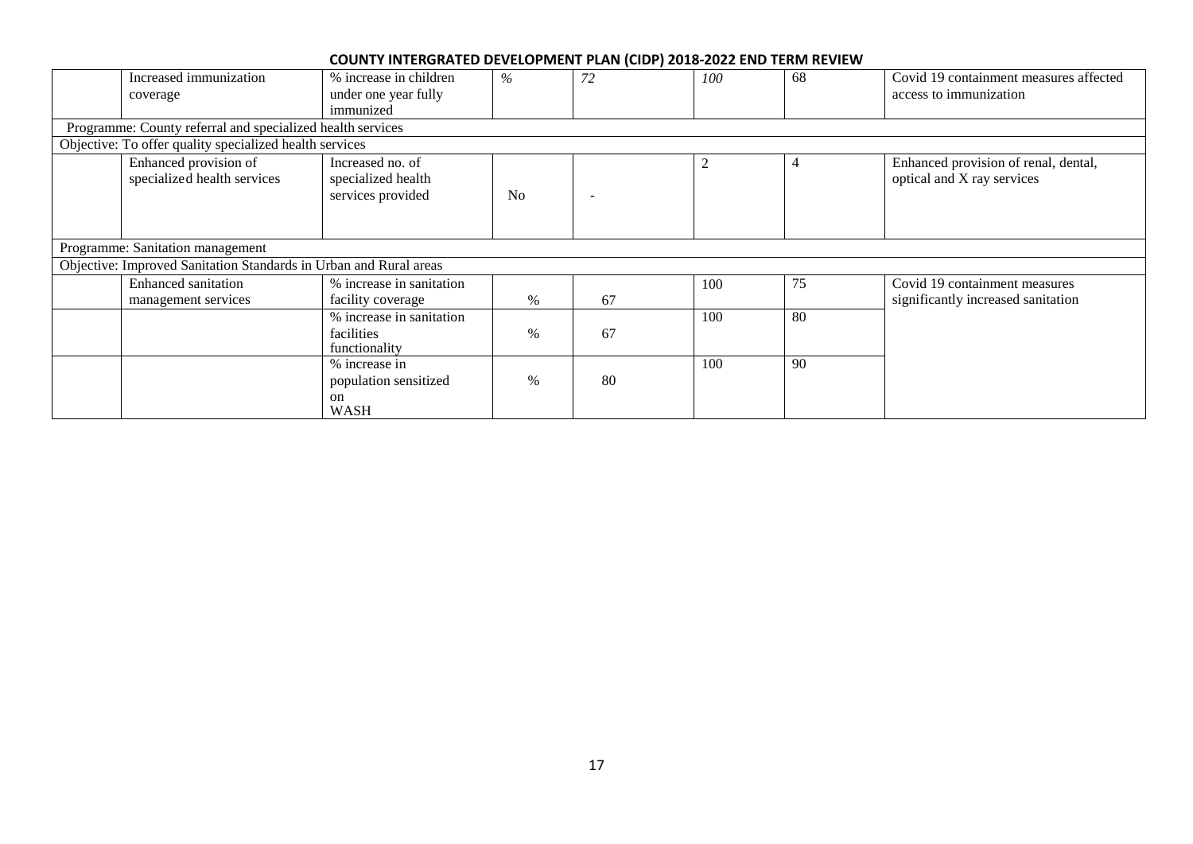| | | | | | | | |
|---|---|---|---|---|---|---|---|
| | Increased immunization coverage | % increase in children under one year fully immunized | *%* | *72* | *100* | 68 | Covid 19 containment measures affected access to immunization |
| Programme: County referral and specialized health services | | | | | | | |
| Objective: To offer quality specialized health services | | | | | | | |
| | Enhanced provision of specialized health services | Increased no. of specialized health services provided | No | - | 2 | 4 | Enhanced provision of renal, dental, optical and X ray services |
| Programme: Sanitation management | | | | | | | |
| Objective: Improved Sanitation Standards in Urban and Rural areas | | | | | | | |
| | Enhanced sanitation management services | % increase in sanitation facility coverage | % | 67 | 100 | 75 | Covid 19 containment measures significantly increased sanitation |
| | | % increase in sanitation facilities functionality | % | 67 | 100 | 80 | |
| | | % increase in population sensitized on WASH | % | 80 | 100 | 90 | |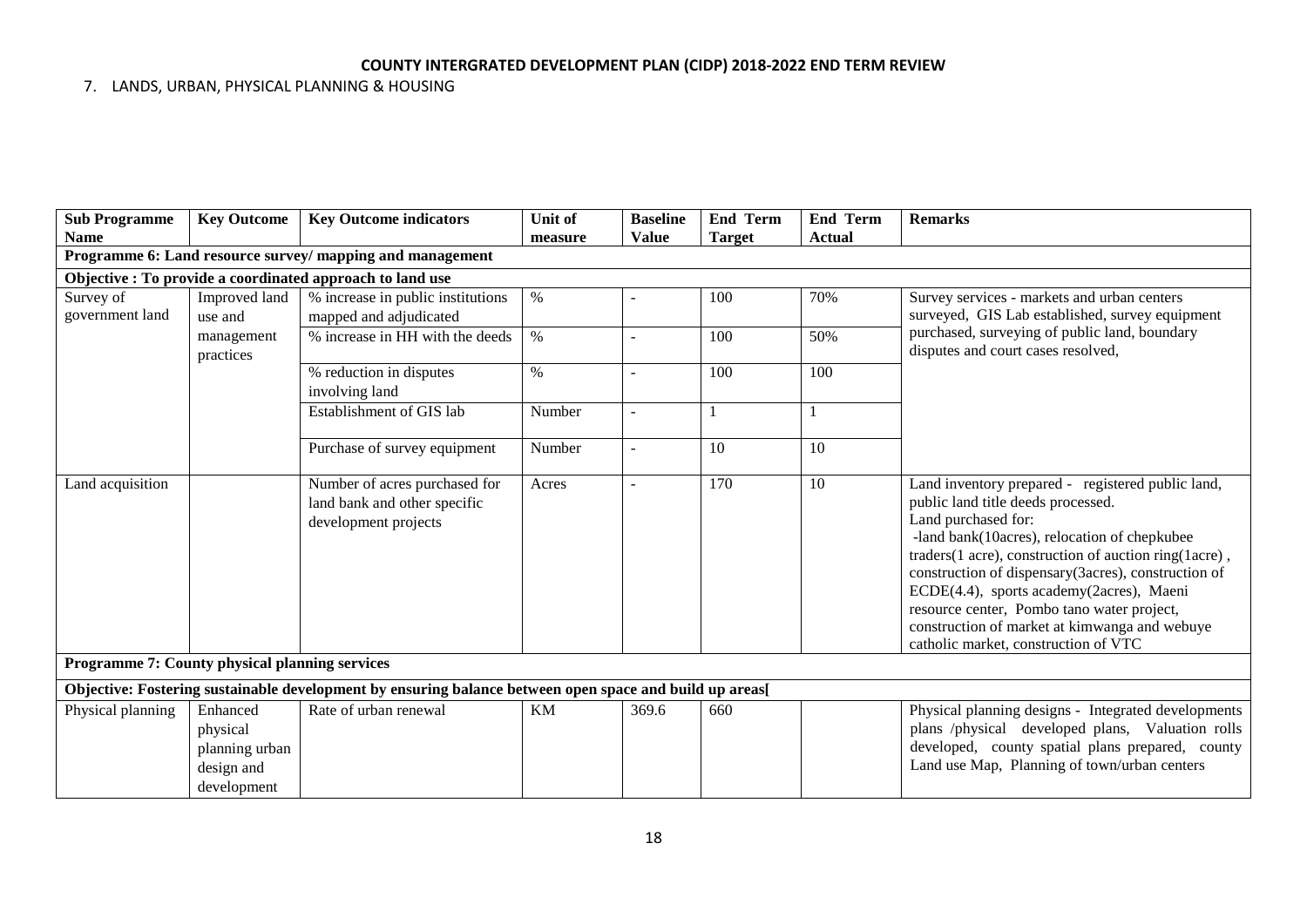**COUNTY INTERGRATED DEVELOPMENT PLAN (CIDP) 2018-2022 END TERM REVIEW**

7. LANDS, URBAN, PHYSICAL PLANNING & HOUSING

| Sub Programme Name | Key Outcome | Key Outcome indicators | Unit of measure | Baseline Value | End Term Target | End Term Actual | Remarks |
|---|---|---|---|---|---|---|---|
| **Programme 6: Land resource survey/ mapping and management** | | | | | | | |
| **Objective : To provide a coordinated approach to land use** | | | | | | | |
| Survey of government land | Improved land use and management practices | % increase in public institutions mapped and adjudicated | % | - | 100 | 70% | Survey services - markets and urban centers surveyed, GIS Lab established, survey equipment purchased, surveying of public land, boundary disputes and court cases resolved, |
| | | % increase in HH with the deeds | % | - | 100 | 50% | |
| | | % reduction in disputes involving land | % | - | 100 | 100 | |
| | | Establishment of GIS lab | Number | - | 1 | 1 | |
| | | Purchase of survey equipment | Number | - | 10 | 10 | |
| Land acquisition | | Number of acres purchased for land bank and other specific development projects | Acres | - | 170 | 10 | Land inventory prepared - registered public land, public land title deeds processed. Land purchased for: -land bank(10acres), relocation of chepkubee traders(1 acre), construction of auction ring(1acre) , construction of dispensary(3acres), construction of ECDE(4.4), sports academy(2acres), Maeni resource center, Pombo tano water project, construction of market at kimwanga and webuye catholic market, construction of VTC |
| **Programme 7: County physical planning services** | | | | | | | |
| **Objective: Fostering sustainable development by ensuring balance between open space and build up areas[** | | | | | | | |
| Physical planning | Enhanced physical planning urban design and development | Rate of urban renewal | KM | 369.6 | 660 | | Physical planning designs - Integrated developments plans /physical developed plans, Valuation rolls developed, county spatial plans prepared, county Land use Map, Planning of town/urban centers |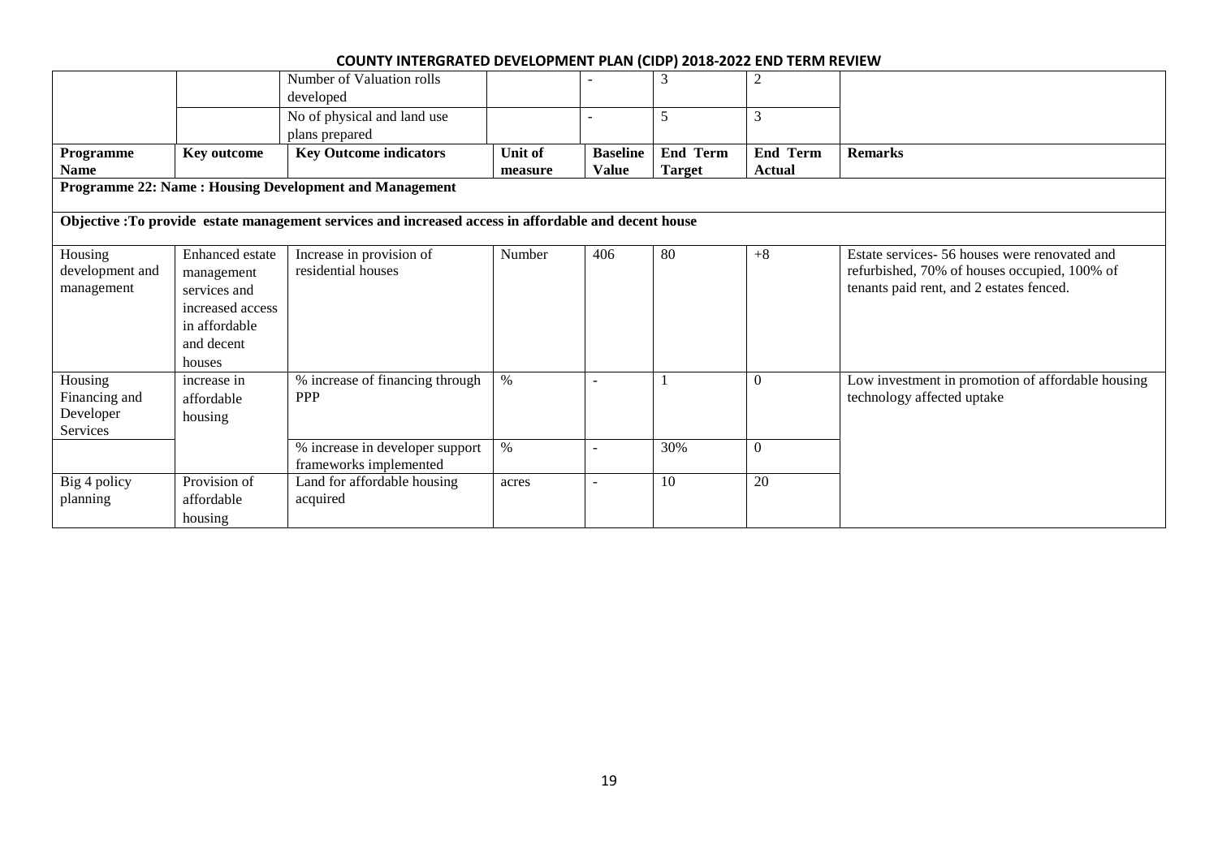| | | Number of Valuation rolls developed | | - | 3 | 2 | |
|---|---|---|---|---|---|---|---|
| | | No of physical and land use plans prepared | | - | 5 | 3 | |
| **Programme Name** | **Key outcome** | **Key Outcome indicators** | **Unit of measure** | **Baseline Value** | **End Term Target** | **End Term Actual** | **Remarks** |
| **Programme 22: Name : Housing Development and Management** | | | | | | | |
| **Objective :To provide estate management services and increased access in affordable and decent house** | | | | | | | |
| Housing development and management | Enhanced estate management services and increased access in affordable and decent houses | Increase in provision of residential houses | Number | 406 | 80 | +8 | Estate services- 56 houses were renovated and refurbished, 70% of houses occupied, 100% of tenants paid rent, and 2 estates fenced. |
| Housing Financing and Developer Services | increase in affordable housing | % increase of financing through PPP | % | - | 1 | 0 | Low investment in promotion of affordable housing technology affected uptake |
| | | % increase in developer support frameworks implemented | % | - | 30% | 0 | |
| Big 4 policy planning | Provision of affordable housing | Land for affordable housing acquired | acres | - | 10 | 20 | |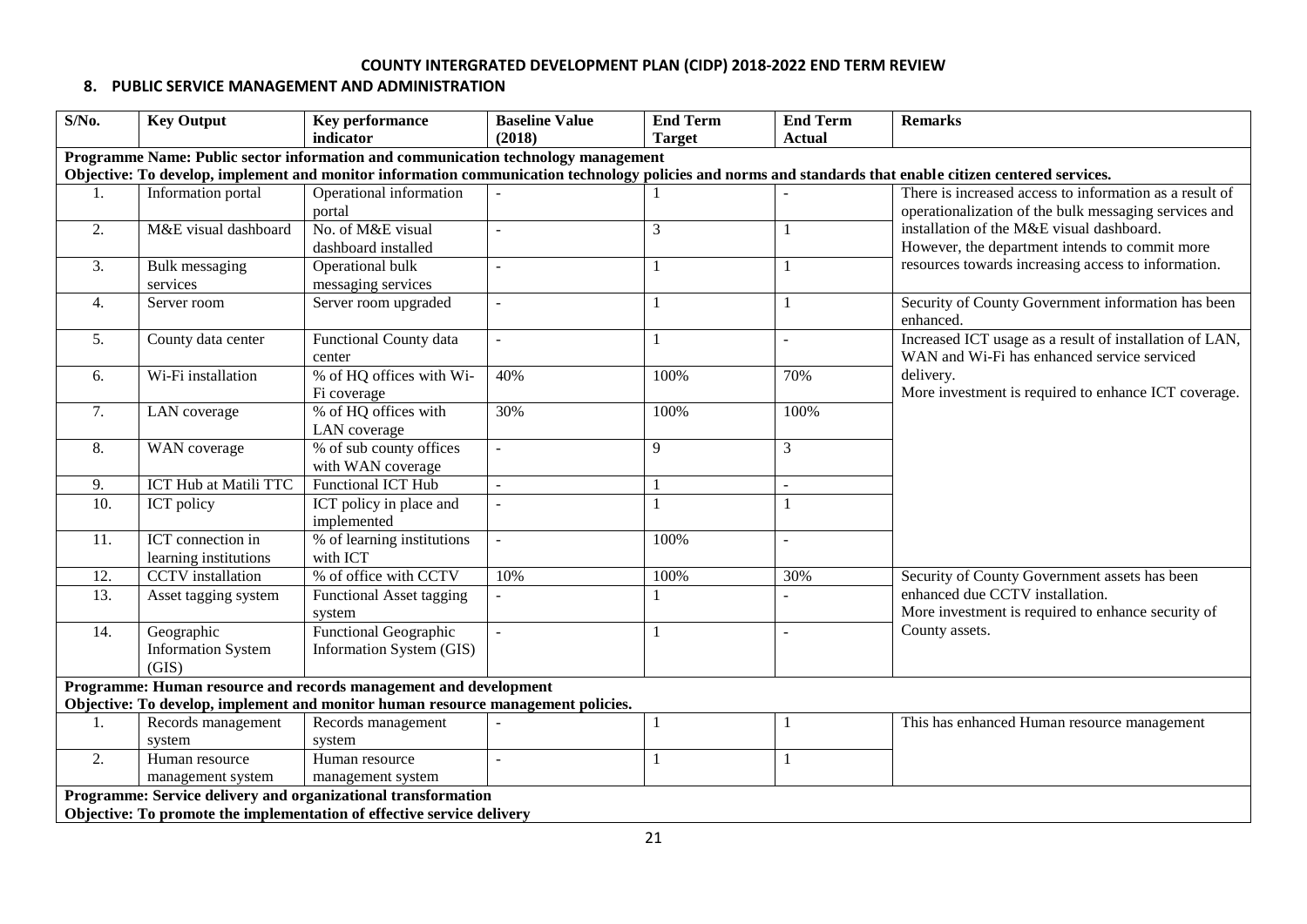## COUNTY INTERGRATED DEVELOPMENT PLAN (CIDP) 2018-2022 END TERM REVIEW

### 8. PUBLIC SERVICE MANAGEMENT AND ADMINISTRATION

| S/No. | Key Output | Key performance indicator | Baseline Value (2018) | End Term Target | End Term Actual | Remarks |
|---|---|---|---|---|---|---|
| **Programme Name: Public sector information and communication technology management** | | | | | | |
| **Objective: To develop, implement and monitor information communication technology policies and norms and standards that enable citizen centered services.** | | | | | | |
| 1. | Information portal | Operational information portal | - | 1 | - | There is increased access to information as a result of operationalization of the bulk messaging services and installation of the M&E visual dashboard. However, the department intends to commit more resources towards increasing access to information. |
| 2. | M&E visual dashboard | No. of M&E visual dashboard installed | - | 3 | 1 | |
| 3. | Bulk messaging services | Operational bulk messaging services | - | 1 | 1 | |
| 4. | Server room | Server room upgraded | - | 1 | 1 | Security of County Government information has been enhanced. |
| 5. | County data center | Functional County data center | - | 1 | - | Increased ICT usage as a result of installation of LAN, WAN and Wi-Fi has enhanced service serviced delivery. More investment is required to enhance ICT coverage. |
| 6. | Wi-Fi installation | % of HQ offices with Wi-Fi coverage | 40% | 100% | 70% | |
| 7. | LAN coverage | % of HQ offices with LAN coverage | 30% | 100% | 100% | |
| 8. | WAN coverage | % of sub county offices with WAN coverage | - | 9 | 3 | |
| 9. | ICT Hub at Matili TTC | Functional ICT Hub | - | 1 | - | |
| 10. | ICT policy | ICT policy in place and implemented | - | 1 | 1 | |
| 11. | ICT connection in learning institutions | % of learning institutions with ICT | - | 100% | - | |
| 12. | CCTV installation | % of office with CCTV | 10% | 100% | 30% | Security of County Government assets has been enhanced due CCTV installation. More investment is required to enhance security of County assets. |
| 13. | Asset tagging system | Functional Asset tagging system | - | 1 | - | |
| 14. | Geographic Information System (GIS) | Functional Geographic Information System (GIS) | - | 1 | - | |
| **Programme: Human resource and records management and development** | | | | | | |
| **Objective: To develop, implement and monitor human resource management policies.** | | | | | | |
| 1. | Records management system | Records management system | - | 1 | 1 | This has enhanced Human resource management |
| 2. | Human resource management system | Human resource management system | - | 1 | 1 | |
| **Programme: Service delivery and organizational transformation** | | | | | | |
| **Objective: To promote the implementation of effective service delivery** | | | | | | |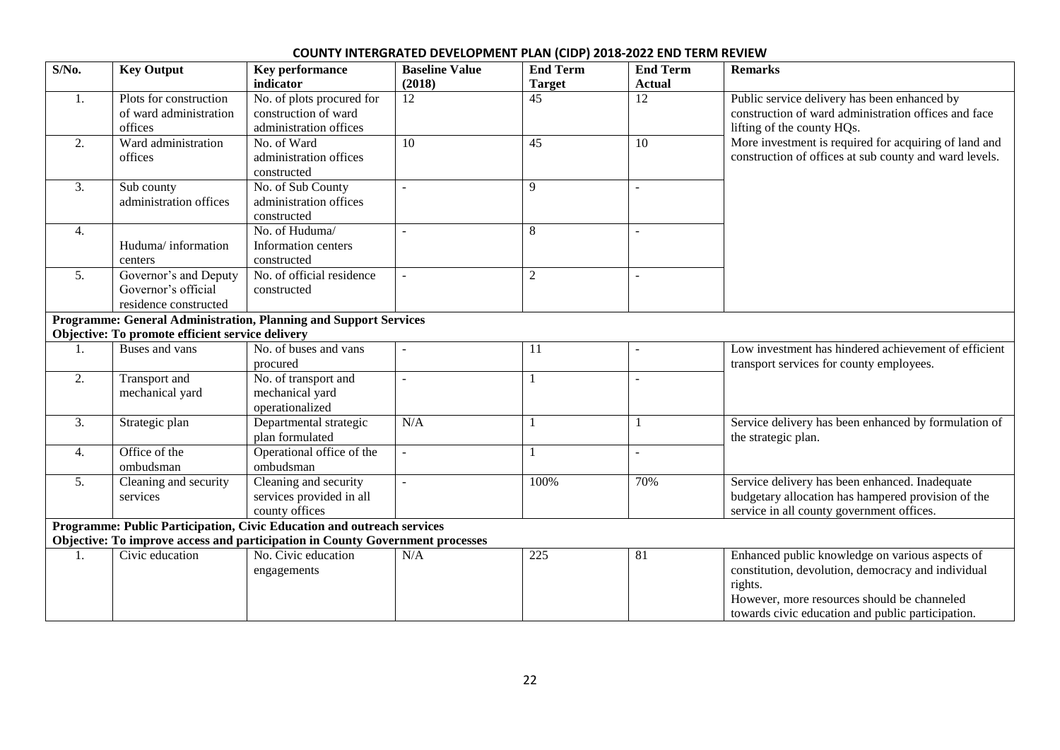**COUNTY INTERGRATED DEVELOPMENT PLAN (CIDP) 2018-2022 END TERM REVIEW**

| S/No. | Key Output | Key performance indicator | Baseline Value (2018) | End Term Target | End Term Actual | Remarks |
|---|---|---|---|---|---|---|
| 1. | Plots for construction of ward administration offices | No. of plots procured for construction of ward administration offices | 12 | 45 | 12 | Public service delivery has been enhanced by construction of ward administration offices and face lifting of the county HQs. More investment is required for acquiring of land and construction of offices at sub county and ward levels. |
| 2. | Ward administration offices | No. of Ward administration offices constructed | 10 | 45 | 10 | |
| 3. | Sub county administration offices | No. of Sub County administration offices constructed | - | 9 | - | |
| 4. | Huduma/ information centers | No. of Huduma/ Information centers constructed | - | 8 | - | |
| 5. | Governor's and Deputy Governor's official residence constructed | No. of official residence constructed | - | 2 | - | |
| **Programme: General Administration, Planning and Support Services** | | | | | | |
| **Objective: To promote efficient service delivery** | | | | | | |
| 1. | Buses and vans | No. of buses and vans procured | - | 11 | - | Low investment has hindered achievement of efficient transport services for county employees. |
| 2. | Transport and mechanical yard | No. of transport and mechanical yard operationalized | - | 1 | - | |
| 3. | Strategic plan | Departmental strategic plan formulated | N/A | 1 | 1 | Service delivery has been enhanced by formulation of the strategic plan. |
| 4. | Office of the ombudsman | Operational office of the ombudsman | - | 1 | - | |
| 5. | Cleaning and security services | Cleaning and security services provided in all county offices | - | 100% | 70% | Service delivery has been enhanced. Inadequate budgetary allocation has hampered provision of the service in all county government offices. |
| **Programme: Public Participation, Civic Education and outreach services** | | | | | | |
| **Objective: To improve access and participation in County Government processes** | | | | | | |
| 1. | Civic education | No. Civic education engagements | N/A | 225 | 81 | Enhanced public knowledge on various aspects of constitution, devolution, democracy and individual rights. However, more resources should be channeled towards civic education and public participation. |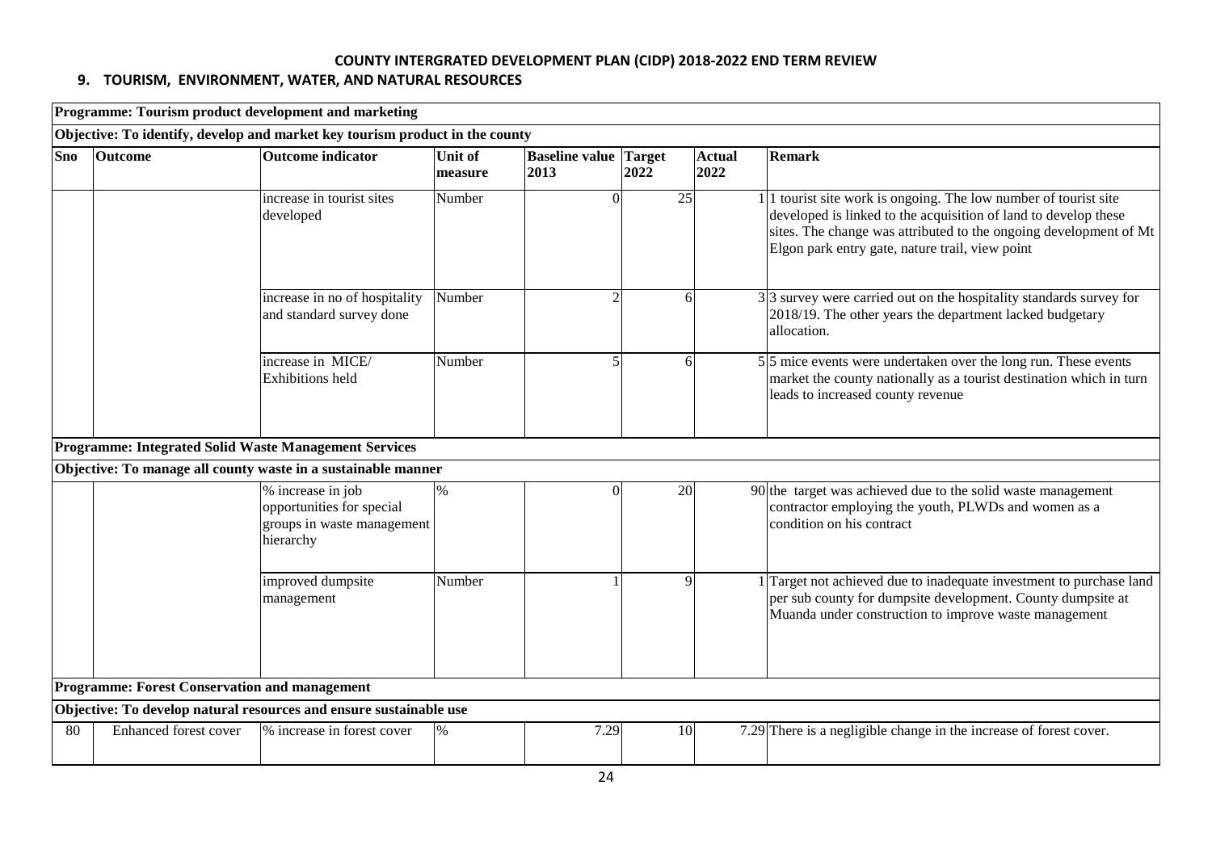# COUNTY INTERGRATED DEVELOPMENT PLAN (CIDP) 2018-2022 END TERM REVIEW

## 9. TOURISM, ENVIRONMENT, WATER, AND NATURAL RESOURCES

| **Programme: Tourism product development and marketing** | | | | | | | |
|---|---|---|---|---|---|---|---|
| **Objective: To identify, develop and market key tourism product in the county** | | | | | | | |
| **Sno** | **Outcome** | **Outcome indicator** | **Unit of measure** | **Baseline value 2013** | **Target 2022** | **Actual 2022** | **Remark** |
| | | increase in tourist sites developed | Number | 0 | 25 | 1 | 1 tourist site work is ongoing. The low number of tourist site developed is linked to the acquisition of land to develop these sites. The change was attributed to the ongoing development of Mt Elgon park entry gate, nature trail, view point |
| | | increase in no of hospitality and standard survey done | Number | 2 | 6 | 3 | 3 survey were carried out on the hospitality standards survey for 2018/19. The other years the department lacked budgetary allocation. |
| | | increase in MICE/ Exhibitions held | Number | 5 | 6 | 5 | 5 mice events were undertaken over the long run. These events market the county nationally as a tourist destination which in turn leads to increased county revenue |
| **Programme: Integrated Solid Waste Management Services** | | | | | | | |
| **Objective: To manage all county waste in a sustainable manner** | | | | | | | |
| | | % increase in job opportunities for special groups in waste management hierarchy | % | 0 | 20 | 90 | the target was achieved due to the solid waste management contractor employing the youth, PLWDs and women as a condition on his contract |
| | | improved dumpsite management | Number | 1 | 9 | 1 | Target not achieved due to inadequate investment to purchase land per sub county for dumpsite development. County dumpsite at Muanda under construction to improve waste management |
| **Programme: Forest Conservation and management** | | | | | | | |
| **Objective: To develop natural resources and ensure sustainable use** | | | | | | | |
| 80 | Enhanced forest cover | % increase in forest cover | % | 7.29 | 10 | 7.29 | There is a negligible change in the increase of forest cover. |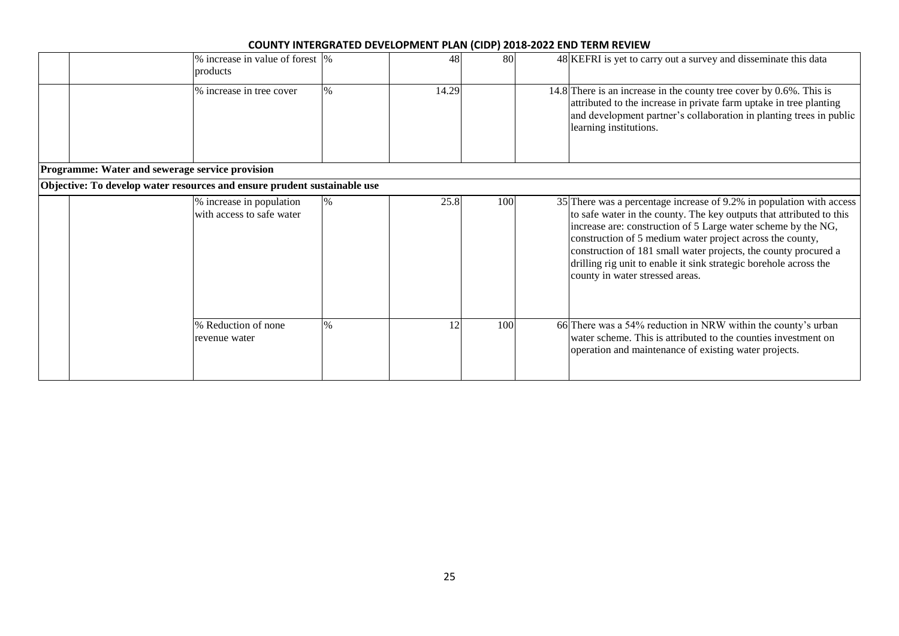| | | % increase in value of forest products | % | 48 | 80 | | 48 | KEFRI is yet to carry out a survey and disseminate this data |
|---|---|---|---|---|---|---|---|---|
| | | % increase in tree cover | % | 14.29 | | | 14.8 | There is an increase in the county tree cover by 0.6%. This is attributed to the increase in private farm uptake in tree planting and development partner's collaboration in planting trees in public learning institutions. |
| **Programme: Water and sewerage service provision** | | | | | | | | |
| **Objective: To develop water resources and ensure prudent sustainable use** | | | | | | | | |
| | | % increase in population with access to safe water | % | 25.8 | 100 | | 35 | There was a percentage increase of 9.2% in population with access to safe water in the county. The key outputs that attributed to this increase are: construction of 5 Large water scheme by the NG, construction of 5 medium water project across the county, construction of 181 small water projects, the county procured a drilling rig unit to enable it sink strategic borehole across the county in water stressed areas. |
| | | % Reduction of none revenue water | % | 12 | 100 | | 66 | There was a 54% reduction in NRW within the county's urban water scheme. This is attributed to the counties investment on operation and maintenance of existing water projects. |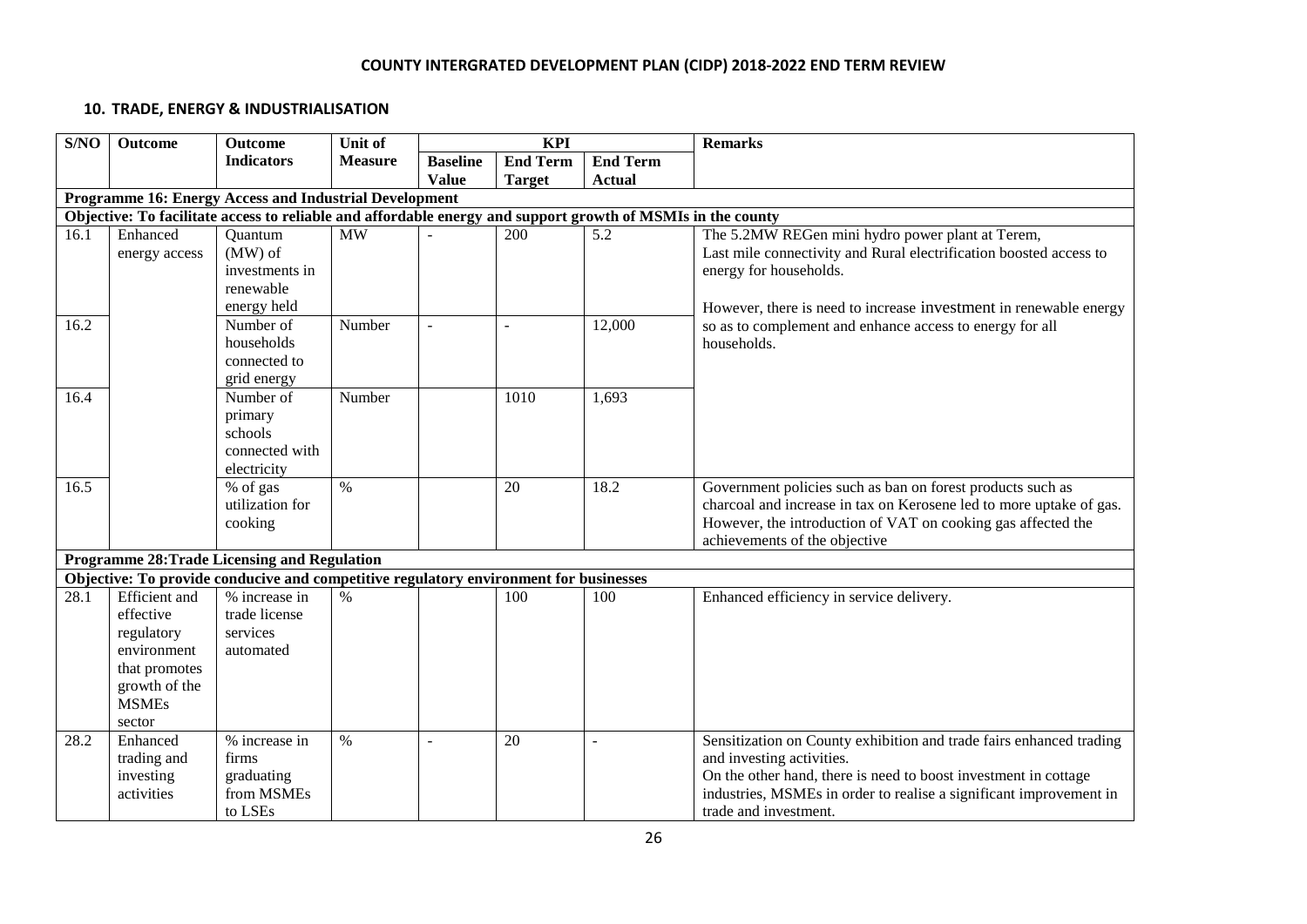## COUNTY INTERGRATED DEVELOPMENT PLAN (CIDP) 2018-2022 END TERM REVIEW

### 10. TRADE, ENERGY & INDUSTRIALISATION

| S/NO | Outcome | Outcome Indicators | Unit of Measure | KPI | | | Remarks |
|---|---|---|---|---|---|---|---|
| | | | | Baseline Value | End Term Target | End Term Actual | |
| **Programme 16: Energy Access and Industrial Development** | | | | | | | |
| **Objective: To facilitate access to reliable and affordable energy and support growth of MSMIs in the county** | | | | | | | |
| 16.1 | Enhanced energy access | Quantum (MW) of investments in renewable energy held | MW | - | 200 | 5.2 | The 5.2MW REGen mini hydro power plant at Terem, Last mile connectivity and Rural electrification boosted access to energy for households. However, there is need to increase investment in renewable energy so as to complement and enhance access to energy for all households. |
| 16.2 | | Number of households connected to grid energy | Number | - | - | 12,000 | |
| 16.4 | | Number of primary schools connected with electricity | Number | | 1010 | 1,693 | |
| 16.5 | | % of gas utilization for cooking | % | | 20 | 18.2 | Government policies such as ban on forest products such as charcoal and increase in tax on Kerosene led to more uptake of gas. However, the introduction of VAT on cooking gas affected the achievements of the objective |
| **Programme 28:Trade Licensing and Regulation** | | | | | | | |
| **Objective: To provide conducive and competitive regulatory environment for businesses** | | | | | | | |
| 28.1 | Efficient and effective regulatory environment that promotes growth of the MSMEs sector | % increase in trade license services automated | % | | 100 | 100 | Enhanced efficiency in service delivery. |
| 28.2 | Enhanced trading and investing activities | % increase in firms graduating from MSMEs to LSEs | % | - | 20 | - | Sensitization on County exhibition and trade fairs enhanced trading and investing activities. On the other hand, there is need to boost investment in cottage industries, MSMEs in order to realise a significant improvement in trade and investment. |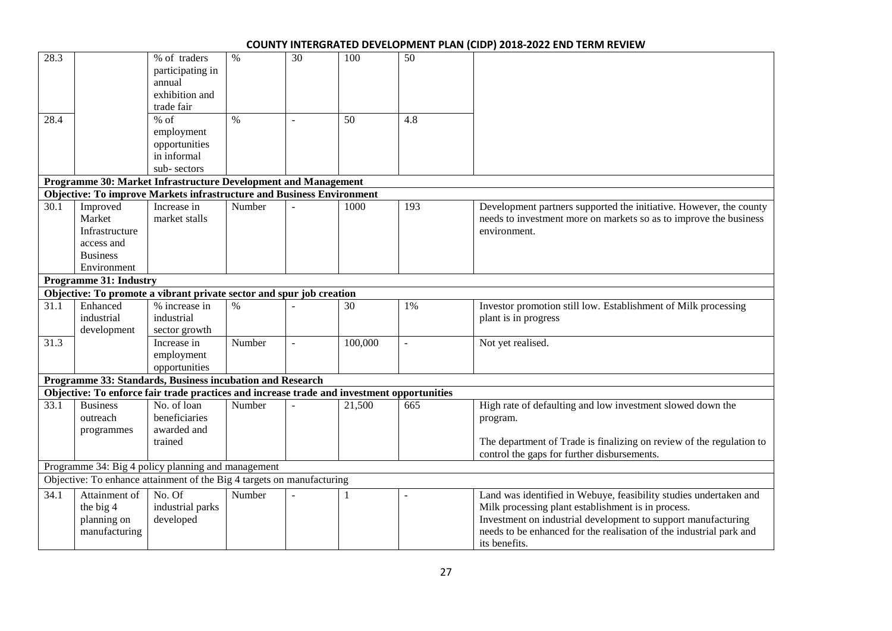| | | | | | | | |
|---|---|---|---|---|---|---|---|
| 28.3 | | % of traders participating in annual exhibition and trade fair | % | 30 | 100 | 50 | |
| 28.4 | | % of employment opportunities in informal sub- sectors | % | - | 50 | 4.8 | |
| **Programme 30: Market Infrastructure Development and Management** | | | | | | | |
| **Objective: To improve Markets infrastructure and Business Environment** | | | | | | | |
| 30.1 | Improved Market Infrastructure access and Business Environment | Increase in market stalls | Number | - | 1000 | 193 | Development partners supported the initiative. However, the county needs to investment more on markets so as to improve the business environment. |
| **Programme 31: Industry** | | | | | | | |
| **Objective: To promote a vibrant private sector and spur job creation** | | | | | | | |
| 31.1 | Enhanced industrial development | % increase in industrial sector growth | % | - | 30 | 1% | Investor promotion still low. Establishment of Milk processing plant is in progress |
| 31.3 | | Increase in employment opportunities | Number | - | 100,000 | - | Not yet realised. |
| **Programme 33: Standards, Business incubation and Research** | | | | | | | |
| **Objective: To enforce fair trade practices and increase trade and investment opportunities** | | | | | | | |
| 33.1 | Business outreach programmes | No. of loan beneficiaries awarded and trained | Number | - | 21,500 | 665 | High rate of defaulting and low investment slowed down the program. The department of Trade is finalizing on review of the regulation to control the gaps for further disbursements. |
| Programme 34: Big 4 policy planning and management | | | | | | | |
| Objective: To enhance attainment of the Big 4 targets on manufacturing | | | | | | | |
| 34.1 | Attainment of the big 4 planning on manufacturing | No. Of industrial parks developed | Number | - | 1 | - | Land was identified in Webuye, feasibility studies undertaken and Milk processing plant establishment is in process. Investment on industrial development to support manufacturing needs to be enhanced for the realisation of the industrial park and its benefits. |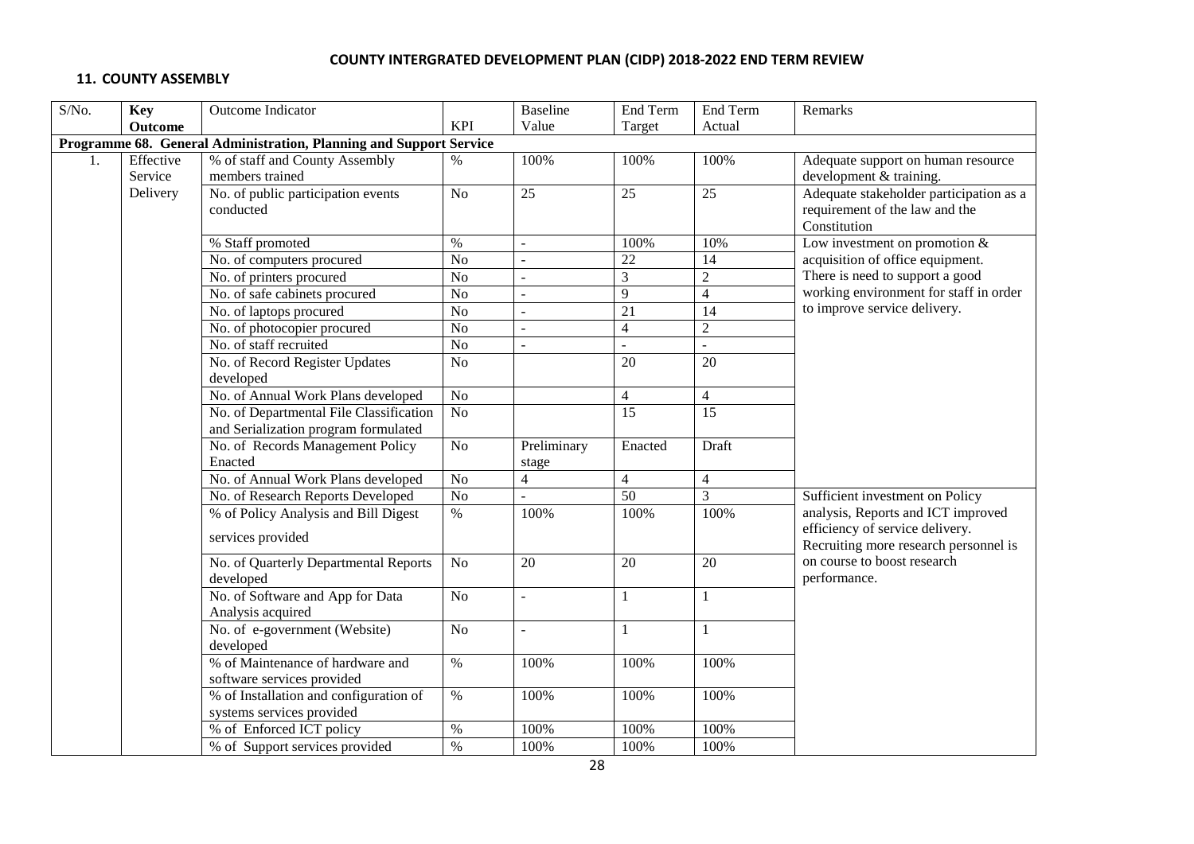# COUNTY INTERGRATED DEVELOPMENT PLAN (CIDP) 2018-2022 END TERM REVIEW

## 11. COUNTY ASSEMBLY

| S/No. | Key Outcome | Outcome Indicator | KPI | Baseline Value | End Term Target | End Term Actual | Remarks |
|---|---|---|---|---|---|---|---|
| **Programme 68. General Administration, Planning and Support Service** | | | | | | | |
| 1. | Effective Service Delivery | % of staff and County Assembly members trained | % | 100% | 100% | 100% | Adequate support on human resource development & training. |
| | | No. of public participation events conducted | No | 25 | 25 | 25 | Adequate stakeholder participation as a requirement of the law and the Constitution |
| | | % Staff promoted | % | - | 100% | 10% | Low investment on promotion & acquisition of office equipment. There is need to support a good working environment for staff in order to improve service delivery. |
| | | No. of computers procured | No | - | 22 | 14 | |
| | | No. of printers procured | No | - | 3 | 2 | |
| | | No. of safe cabinets procured | No | - | 9 | 4 | |
| | | No. of laptops procured | No | - | 21 | 14 | |
| | | No. of photocopier procured | No | - | 4 | 2 | |
| | | No. of staff recruited | No | - | - | - | |
| | | No. of Record Register Updates developed | No | | 20 | 20 | |
| | | No. of Annual Work Plans developed | No | | 4 | 4 | |
| | | No. of Departmental File Classification and Serialization program formulated | No | | 15 | 15 | |
| | | No. of Records Management Policy Enacted | No | Preliminary stage | Enacted | Draft | |
| | | No. of Annual Work Plans developed | No | 4 | 4 | 4 | |
| | | No. of Research Reports Developed | No | - | 50 | 3 | Sufficient investment on Policy analysis, Reports and ICT improved efficiency of service delivery. Recruiting more research personnel is on course to boost research performance. |
| | | % of Policy Analysis and Bill Digest services provided | % | 100% | 100% | 100% | |
| | | No. of Quarterly Departmental Reports developed | No | 20 | 20 | 20 | |
| | | No. of Software and App for Data Analysis acquired | No | - | 1 | 1 | |
| | | No. of e-government (Website) developed | No | - | 1 | 1 | |
| | | % of Maintenance of hardware and software services provided | % | 100% | 100% | 100% | |
| | | % of Installation and configuration of systems services provided | % | 100% | 100% | 100% | |
| | | % of Enforced ICT policy | % | 100% | 100% | 100% | |
| | | % of Support services provided | % | 100% | 100% | 100% | |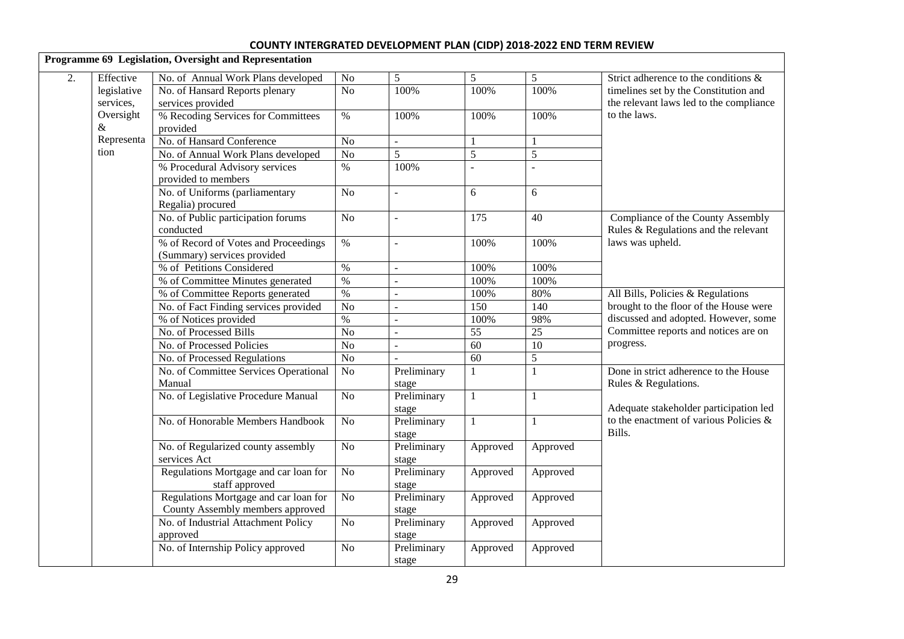## COUNTY INTERGRATED DEVELOPMENT PLAN (CIDP) 2018-2022 END TERM REVIEW

**Programme 69 Legislation, Oversight and Representation**

| | | | | | | | |
|---|---|---|---|---|---|---|---|
| 2. | Effective legislative services, Oversight & Representation | No. of Annual Work Plans developed | No | 5 | 5 | 5 | Strict adherence to the conditions & timelines set by the Constitution and the relevant laws led to the compliance to the laws. |
| | | No. of Hansard Reports plenary services provided | No | 100% | 100% | 100% | |
| | | % Recoding Services for Committees provided | % | 100% | 100% | 100% | |
| | | No. of Hansard Conference | No | - | 1 | 1 | |
| | | No. of Annual Work Plans developed | No | 5 | 5 | 5 | |
| | | % Procedural Advisory services provided to members | % | 100% | - | - | |
| | | No. of Uniforms (parliamentary Regalia) procured | No | - | 6 | 6 | |
| | | No. of Public participation forums conducted | No | - | 175 | 40 | Compliance of the County Assembly Rules & Regulations and the relevant laws was upheld. |
| | | % of Record of Votes and Proceedings (Summary) services provided | % | - | 100% | 100% | |
| | | % of Petitions Considered | % | - | 100% | 100% | |
| | | % of Committee Minutes generated | % | - | 100% | 100% | |
| | | % of Committee Reports generated | % | - | 100% | 80% | All Bills, Policies & Regulations brought to the floor of the House were discussed and adopted. However, some Committee reports and notices are on progress. |
| | | No. of Fact Finding services provided | No | - | 150 | 140 | |
| | | % of Notices provided | % | - | 100% | 98% | |
| | | No. of Processed Bills | No | - | 55 | 25 | |
| | | No. of Processed Policies | No | - | 60 | 10 | |
| | | No. of Processed Regulations | No | - | 60 | 5 | |
| | | No. of Committee Services Operational Manual | No | Preliminary stage | 1 | 1 | Done in strict adherence to the House Rules & Regulations.<br><br>Adequate stakeholder participation led to the enactment of various Policies & Bills. |
| | | No. of Legislative Procedure Manual | No | Preliminary stage | 1 | 1 | |
| | | No. of Honorable Members Handbook | No | Preliminary stage | 1 | 1 | |
| | | No. of Regularized county assembly services Act | No | Preliminary stage | Approved | Approved | |
| | | Regulations Mortgage and car loan for staff approved | No | Preliminary stage | Approved | Approved | |
| | | Regulations Mortgage and car loan for County Assembly members approved | No | Preliminary stage | Approved | Approved | |
| | | No. of Industrial Attachment Policy approved | No | Preliminary stage | Approved | Approved | |
| | | No. of Internship Policy approved | No | Preliminary stage | Approved | Approved | |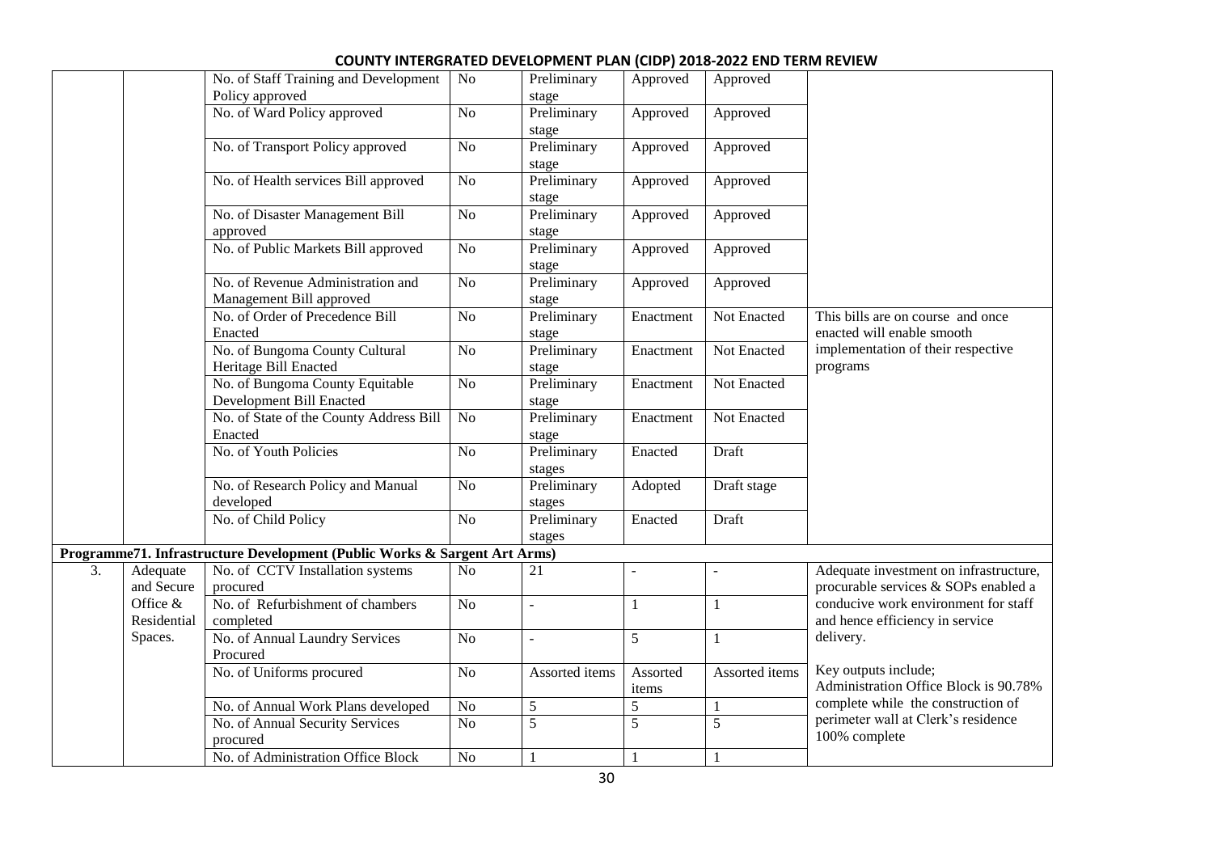| | | No. of Staff Training and Development Policy approved | No | Preliminary stage | Approved | Approved | |
|---|---|---|---|---|---|---|---|
| | | No. of Ward Policy approved | No | Preliminary stage | Approved | Approved | |
| | | No. of Transport Policy approved | No | Preliminary stage | Approved | Approved | |
| | | No. of Health services Bill approved | No | Preliminary stage | Approved | Approved | |
| | | No. of Disaster Management Bill approved | No | Preliminary stage | Approved | Approved | |
| | | No. of Public Markets Bill approved | No | Preliminary stage | Approved | Approved | |
| | | No. of Revenue Administration and Management Bill approved | No | Preliminary stage | Approved | Approved | |
| | | No. of Order of Precedence Bill Enacted | No | Preliminary stage | Enactment | Not Enacted | This bills are on course and once enacted will enable smooth implementation of their respective programs |
| | | No. of Bungoma County Cultural Heritage Bill Enacted | No | Preliminary stage | Enactment | Not Enacted | |
| | | No. of Bungoma County Equitable Development Bill Enacted | No | Preliminary stage | Enactment | Not Enacted | |
| | | No. of State of the County Address Bill Enacted | No | Preliminary stage | Enactment | Not Enacted | |
| | | No. of Youth Policies | No | Preliminary stages | Enacted | Draft | |
| | | No. of Research Policy and Manual developed | No | Preliminary stages | Adopted | Draft stage | |
| | | No. of Child Policy | No | Preliminary stages | Enacted | Draft | |
| **Programme71. Infrastructure Development (Public Works & Sargent Art Arms)** | | | | | | | |
| 3. | Adequate and Secure Office & Residential Spaces. | No. of CCTV Installation systems procured | No | 21 | - | - | Adequate investment on infrastructure, procurable services & SOPs enabled a conducive work environment for staff and hence efficiency in service delivery.<br><br>Key outputs include; Administration Office Block is 90.78% complete while the construction of perimeter wall at Clerk's residence 100% complete |
| | | No. of Refurbishment of chambers completed | No | - | 1 | 1 | |
| | | No. of Annual Laundry Services Procured | No | - | 5 | 1 | |
| | | No. of Uniforms procured | No | Assorted items | Assorted items | Assorted items | |
| | | No. of Annual Work Plans developed | No | 5 | 5 | 1 | |
| | | No. of Annual Security Services procured | No | 5 | 5 | 5 | |
| | | No. of Administration Office Block | No | 1 | 1 | 1 | |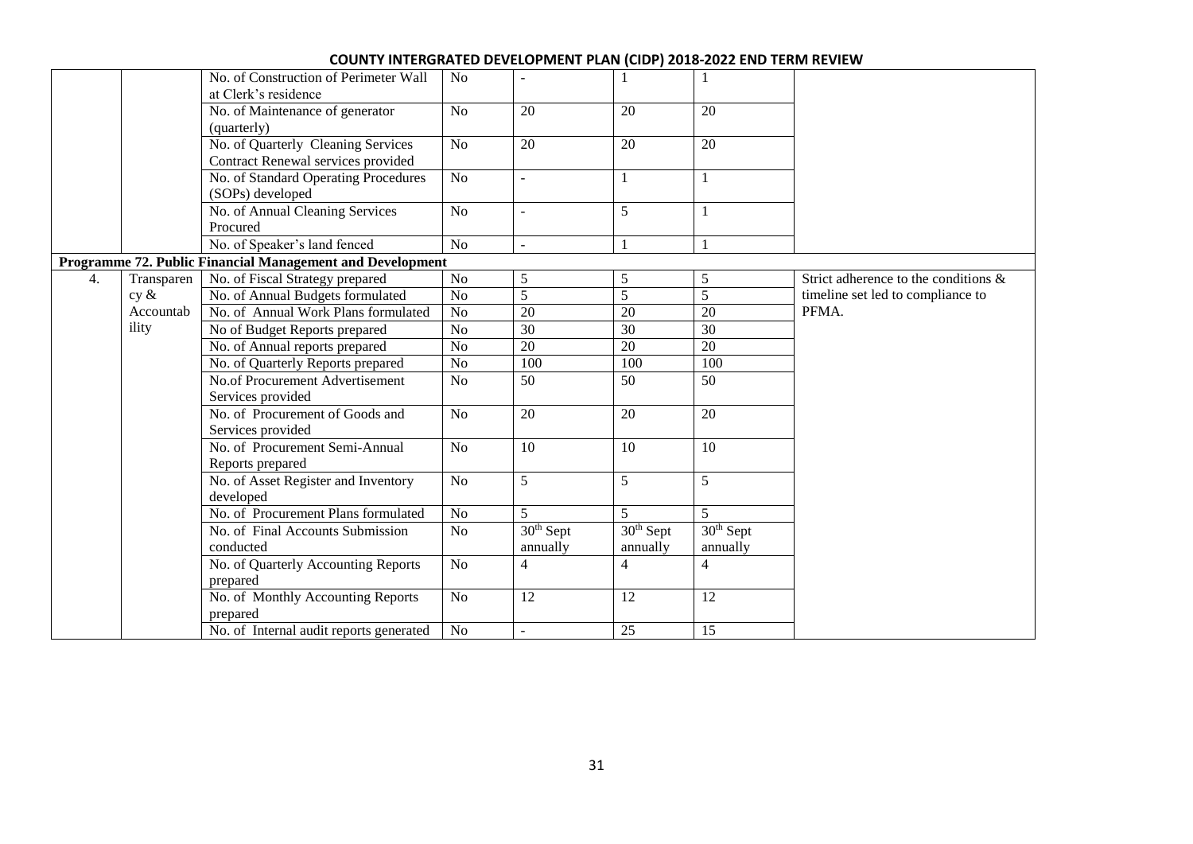# COUNTY INTERGRATED DEVELOPMENT PLAN (CIDP) 2018-2022 END TERM REVIEW

| | | | | | | | |
|---|---|---|---|---|---|---|---|
| | | No. of Construction of Perimeter Wall at Clerk's residence | No | - | 1 | 1 | |
| | | No. of Maintenance of generator (quarterly) | No | 20 | 20 | 20 | |
| | | No. of Quarterly Cleaning Services Contract Renewal services provided | No | 20 | 20 | 20 | |
| | | No. of Standard Operating Procedures (SOPs) developed | No | - | 1 | 1 | |
| | | No. of Annual Cleaning Services Procured | No | - | 5 | 1 | |
| | | No. of Speaker's land fenced | No | - | 1 | 1 | |
| **Programme 72. Public Financial Management and Development** | | | | | | | |
| 4. | Transparency & Accountability | No. of Fiscal Strategy prepared | No | 5 | 5 | 5 | Strict adherence to the conditions & timeline set led to compliance to PFMA. |
| | | No. of Annual Budgets formulated | No | 5 | 5 | 5 | |
| | | No. of Annual Work Plans formulated | No | 20 | 20 | 20 | |
| | | No of Budget Reports prepared | No | 30 | 30 | 30 | |
| | | No. of Annual reports prepared | No | 20 | 20 | 20 | |
| | | No. of Quarterly Reports prepared | No | 100 | 100 | 100 | |
| | | No.of Procurement Advertisement Services provided | No | 50 | 50 | 50 | |
| | | No. of Procurement of Goods and Services provided | No | 20 | 20 | 20 | |
| | | No. of Procurement Semi-Annual Reports prepared | No | 10 | 10 | 10 | |
| | | No. of Asset Register and Inventory developed | No | 5 | 5 | 5 | |
| | | No. of Procurement Plans formulated | No | 5 | 5 | 5 | |
| | | No. of Final Accounts Submission conducted | No | 30th Sept annually | 30th Sept annually | 30th Sept annually | |
| | | No. of Quarterly Accounting Reports prepared | No | 4 | 4 | 4 | |
| | | No. of Monthly Accounting Reports prepared | No | 12 | 12 | 12 | |
| | | No. of Internal audit reports generated | No | - | 25 | 15 | |